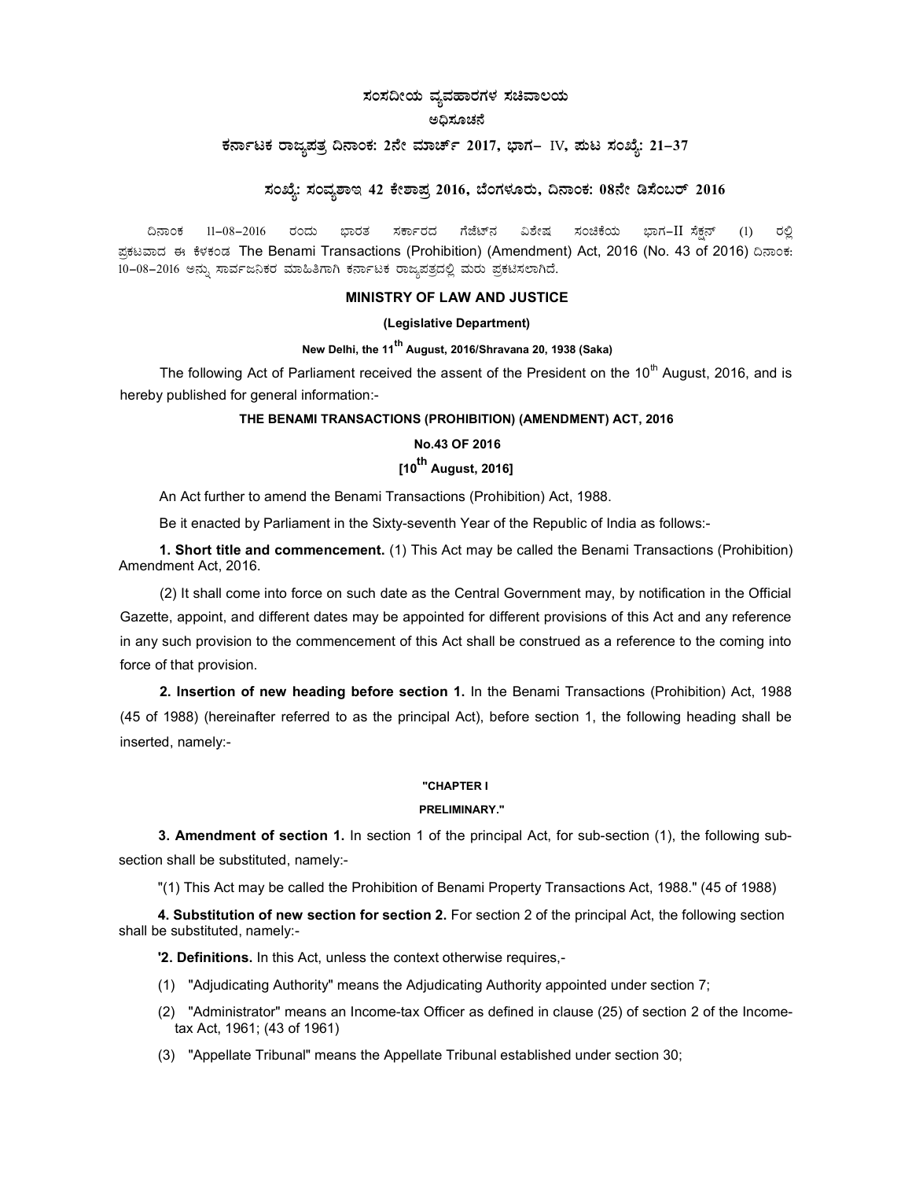# ಸಂಸದೀಯ ವ್ಯವಹಾರಗಳ ಸಚಿವಾಲಯ

## ಅಧಿಸೂಚನೆ

### ಕರ್ನಾಟಕ ರಾಜ್ಯಪತ್ರ ದಿನಾಂಕ: 2ನೇ ಮಾರ್ಚ್ 2017, ಭಾಗ– IV, ಪುಟ ಸಂಖ್ಯೆ: 21–37

### ಸಂಖ್ಯೆ: ಸಂವ್ಯಶಾಇ 42 ಕೇಶಾಪ್ರ 2016, ಬೆಂಗಳೂರು, ದಿನಾಂಕ: 08ನೇ ಡಿಸೆಂಬರ್ 2016

ದಿನಾಂಕ 11–08–2016 ರಂದು ಭಾರತ ಸರ್ಕಾರದ ಗೆಜೆಟ್‌ನ ವಿಶೇಷ ಸಂಚಿಕೆಯ ಭಾಗ–II ಸೆಕ್ಷನ್ (1) ರಲ್ಲಿ ಪ್ರಕಟವಾದ ಈ ಕೆಳಕಂಡ The Benami Transactions (Prohibition) (Amendment) Act, 2016 (No. 43 of 2016) ದಿನಾಂಕ: 10–08–2016 ಅನ್ನು ಸಾರ್ವಜನಿಕರ ಮಾಹಿತಿಗಾಗಿ ಕರ್ನಾಟಕ ರಾಜ್ಯಪತ್ರದಲ್ಲಿ ಮರು ಪ್ರಕಟಿಸಲಾಗಿದೆ.

**MINISTRY OF LAW AND JUSTICE**

**(Legislative Department)**

**New Delhi, the 11th August, 2016/Shravana 20, 1938 (Saka)**

The following Act of Parliament received the assent of the President on the 10th August, 2016, and is hereby published for general information:-

**THE BENAMI TRANSACTIONS (PROHIBITION) (AMENDMENT) ACT, 2016**

**No.43 OF 2016**

**[10th August, 2016]**

An Act further to amend the Benami Transactions (Prohibition) Act, 1988.

Be it enacted by Parliament in the Sixty-seventh Year of the Republic of India as follows:-

**1. Short title and commencement.** (1) This Act may be called the Benami Transactions (Prohibition) Amendment Act, 2016.

(2) It shall come into force on such date as the Central Government may, by notification in the Official Gazette, appoint, and different dates may be appointed for different provisions of this Act and any reference in any such provision to the commencement of this Act shall be construed as a reference to the coming into force of that provision.

**2. Insertion of new heading before section 1.** In the Benami Transactions (Prohibition) Act, 1988 (45 of 1988) (hereinafter referred to as the principal Act), before section 1, the following heading shall be inserted, namely:-

**"CHAPTER I**

**PRELIMINARY."**

**3. Amendment of section 1.** In section 1 of the principal Act, for sub-section (1), the following sub-section shall be substituted, namely:-

"(1) This Act may be called the Prohibition of Benami Property Transactions Act, 1988." (45 of 1988)

**4. Substitution of new section for section 2.** For section 2 of the principal Act, the following section shall be substituted, namely:-

**'2. Definitions.** In this Act, unless the context otherwise requires,-

(1) "Adjudicating Authority" means the Adjudicating Authority appointed under section 7;

(2) "Administrator" means an Income-tax Officer as defined in clause (25) of section 2 of the Income-tax Act, 1961; (43 of 1961)

(3) "Appellate Tribunal" means the Appellate Tribunal established under section 30;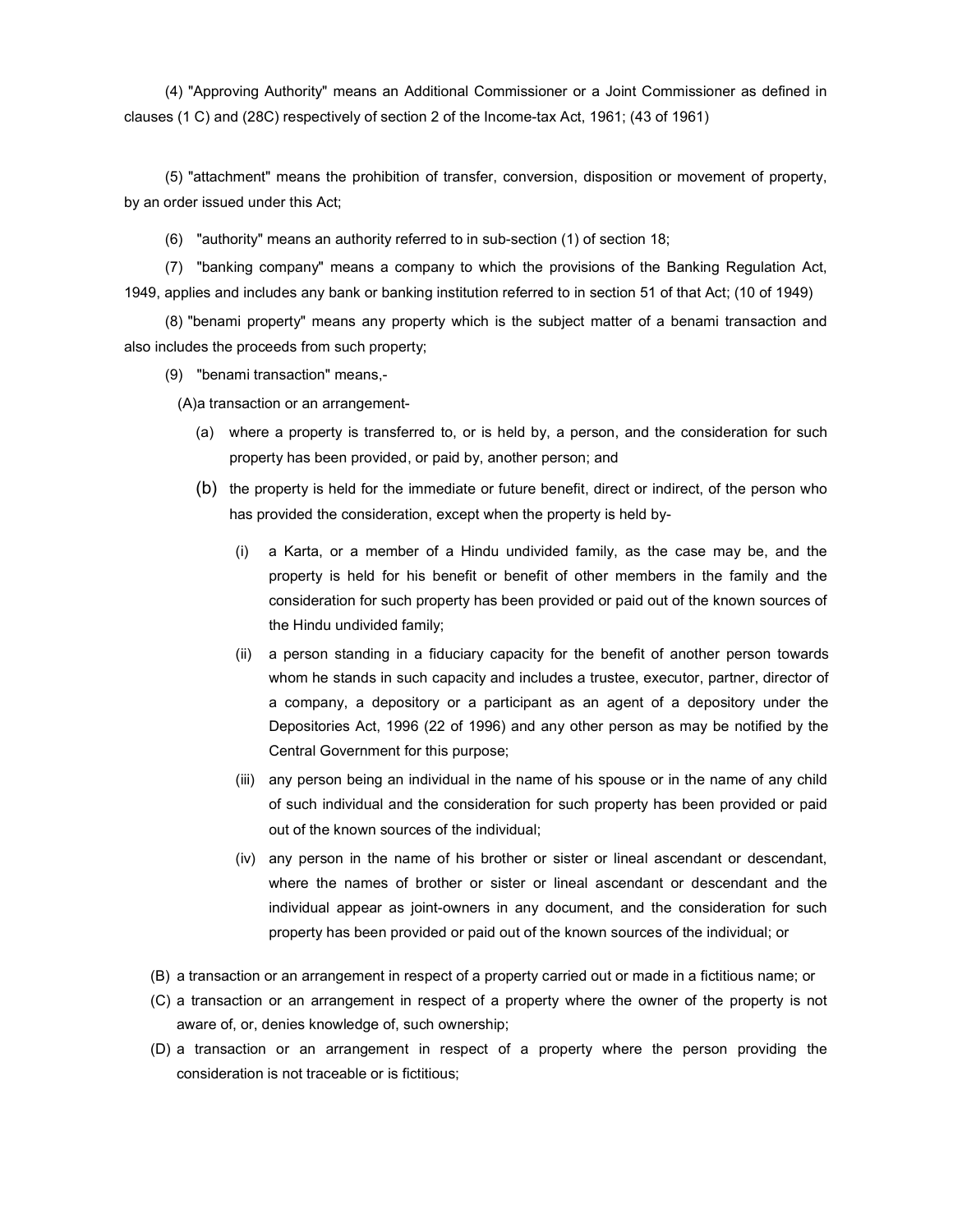(4) "Approving Authority" means an Additional Commissioner or a Joint Commissioner as defined in clauses (1 C) and (28C) respectively of section 2 of the Income-tax Act, 1961; (43 of 1961)

(5) "attachment" means the prohibition of transfer, conversion, disposition or movement of property, by an order issued under this Act;

(6) "authority" means an authority referred to in sub-section (1) of section 18;

(7) "banking company" means a company to which the provisions of the Banking Regulation Act, 1949, applies and includes any bank or banking institution referred to in section 51 of that Act; (10 of 1949)

(8) "benami property" means any property which is the subject matter of a benami transaction and also includes the proceeds from such property;

(9) "benami transaction" means,-

(A)a transaction or an arrangement-

- (a) where a property is transferred to, or is held by, a person, and the consideration for such property has been provided, or paid by, another person; and
- (b) the property is held for the immediate or future benefit, direct or indirect, of the person who has provided the consideration, except when the property is held by-
  - (i) a Karta, or a member of a Hindu undivided family, as the case may be, and the property is held for his benefit or benefit of other members in the family and the consideration for such property has been provided or paid out of the known sources of the Hindu undivided family;
  - (ii) a person standing in a fiduciary capacity for the benefit of another person towards whom he stands in such capacity and includes a trustee, executor, partner, director of a company, a depository or a participant as an agent of a depository under the Depositories Act, 1996 (22 of 1996) and any other person as may be notified by the Central Government for this purpose;
  - (iii) any person being an individual in the name of his spouse or in the name of any child of such individual and the consideration for such property has been provided or paid out of the known sources of the individual;
  - (iv) any person in the name of his brother or sister or lineal ascendant or descendant, where the names of brother or sister or lineal ascendant or descendant and the individual appear as joint-owners in any document, and the consideration for such property has been provided or paid out of the known sources of the individual; or

(B) a transaction or an arrangement in respect of a property carried out or made in a fictitious name; or

(C) a transaction or an arrangement in respect of a property where the owner of the property is not aware of, or, denies knowledge of, such ownership;

(D) a transaction or an arrangement in respect of a property where the person providing the consideration is not traceable or is fictitious;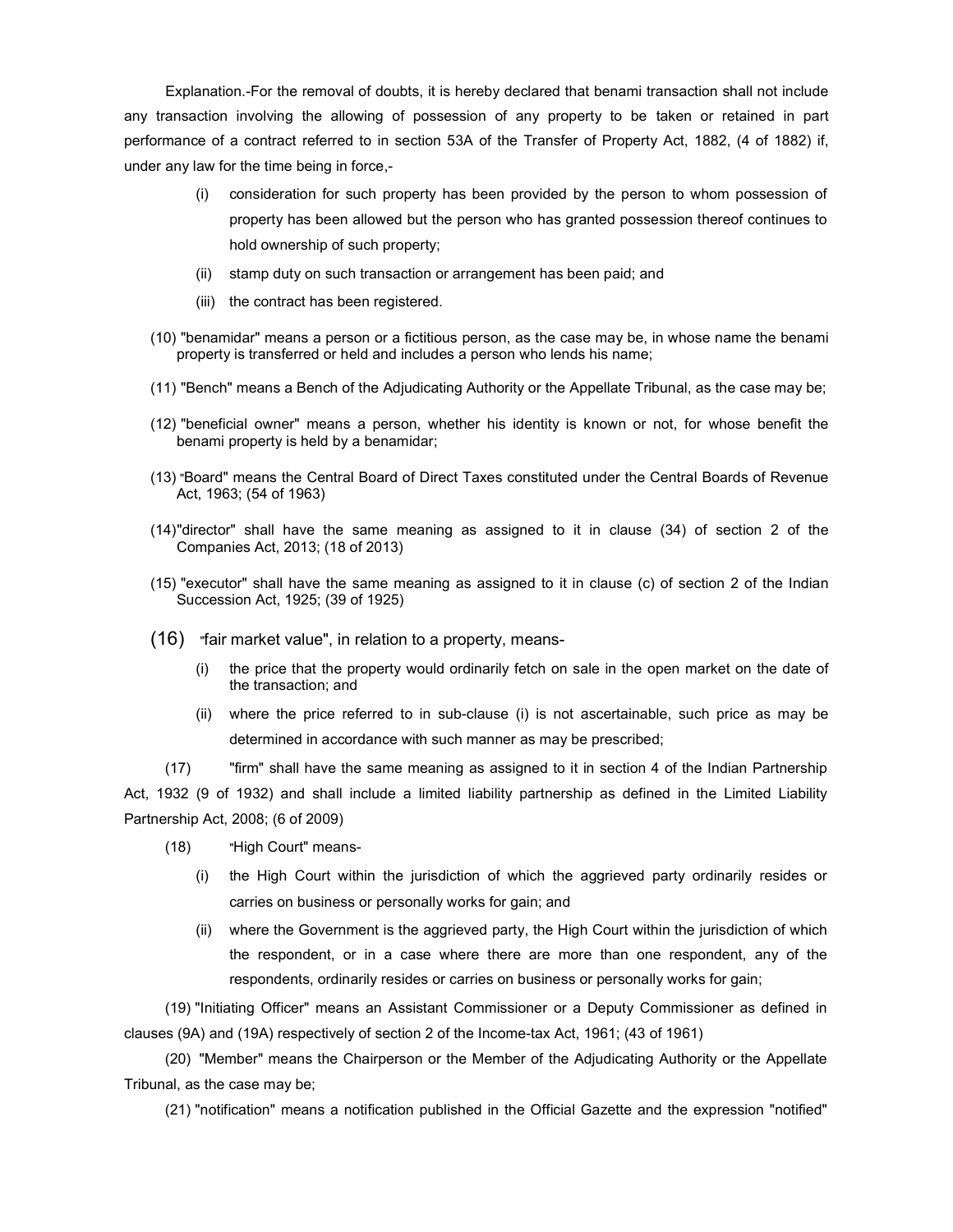Explanation.-For the removal of doubts, it is hereby declared that benami transaction shall not include any transaction involving the allowing of possession of any property to be taken or retained in part performance of a contract referred to in section 53A of the Transfer of Property Act, 1882, (4 of 1882) if, under any law for the time being in force,-

- (i) consideration for such property has been provided by the person to whom possession of property has been allowed but the person who has granted possession thereof continues to hold ownership of such property;
- (ii) stamp duty on such transaction or arrangement has been paid; and
- (iii) the contract has been registered.

(10) "benamidar" means a person or a fictitious person, as the case may be, in whose name the benami property is transferred or held and includes a person who lends his name;

(11) "Bench" means a Bench of the Adjudicating Authority or the Appellate Tribunal, as the case may be;

(12) "beneficial owner" means a person, whether his identity is known or not, for whose benefit the benami property is held by a benamidar;

(13) "Board" means the Central Board of Direct Taxes constituted under the Central Boards of Revenue Act, 1963; (54 of 1963)

(14) "director" shall have the same meaning as assigned to it in clause (34) of section 2 of the Companies Act, 2013; (18 of 2013)

(15) "executor" shall have the same meaning as assigned to it in clause (c) of section 2 of the Indian Succession Act, 1925; (39 of 1925)

(16) "fair market value", in relation to a property, means-

- (i) the price that the property would ordinarily fetch on sale in the open market on the date of the transaction; and
- (ii) where the price referred to in sub-clause (i) is not ascertainable, such price as may be determined in accordance with such manner as may be prescribed;

(17) "firm" shall have the same meaning as assigned to it in section 4 of the Indian Partnership Act, 1932 (9 of 1932) and shall include a limited liability partnership as defined in the Limited Liability Partnership Act, 2008; (6 of 2009)

(18) "High Court" means-

- (i) the High Court within the jurisdiction of which the aggrieved party ordinarily resides or carries on business or personally works for gain; and
- (ii) where the Government is the aggrieved party, the High Court within the jurisdiction of which the respondent, or in a case where there are more than one respondent, any of the respondents, ordinarily resides or carries on business or personally works for gain;

(19) "Initiating Officer" means an Assistant Commissioner or a Deputy Commissioner as defined in clauses (9A) and (19A) respectively of section 2 of the Income-tax Act, 1961; (43 of 1961)

(20) "Member" means the Chairperson or the Member of the Adjudicating Authority or the Appellate Tribunal, as the case may be;

(21) "notification" means a notification published in the Official Gazette and the expression "notified"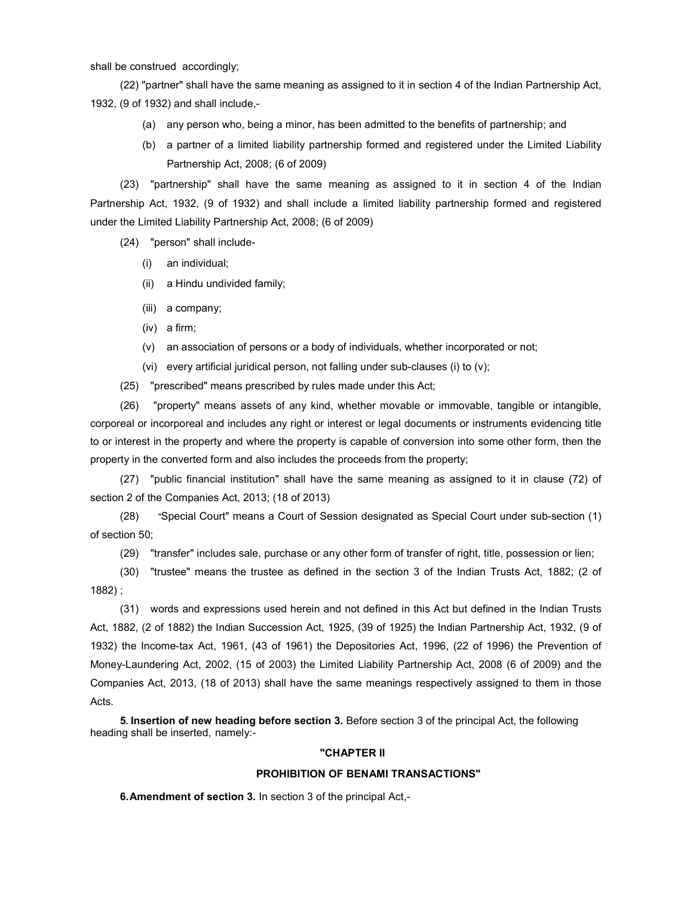shall be construed accordingly;

(22) "partner" shall have the same meaning as assigned to it in section 4 of the Indian Partnership Act, 1932, (9 of 1932) and shall include,-

(a) any person who, being a minor, has been admitted to the benefits of partnership; and

(b) a partner of a limited liability partnership formed and registered under the Limited Liability Partnership Act, 2008; (6 of 2009)

(23) "partnership" shall have the same meaning as assigned to it in section 4 of the Indian Partnership Act, 1932, (9 of 1932) and shall include a limited liability partnership formed and registered under the Limited Liability Partnership Act, 2008; (6 of 2009)

(24) "person" shall include-

(i) an individual;

(ii) a Hindu undivided family;

(iii) a company;

(iv) a firm;

(v) an association of persons or a body of individuals, whether incorporated or not;

(vi) every artificial juridical person, not falling under sub-clauses (i) to (v);

(25) "prescribed" means prescribed by rules made under this Act;

(26) "property" means assets of any kind, whether movable or immovable, tangible or intangible, corporeal or incorporeal and includes any right or interest or legal documents or instruments evidencing title to or interest in the property and where the property is capable of conversion into some other form, then the property in the converted form and also includes the proceeds from the property;

(27) "public financial institution" shall have the same meaning as assigned to it in clause (72) of section 2 of the Companies Act, 2013; (18 of 2013)

(28) "Special Court" means a Court of Session designated as Special Court under sub-section (1) of section 50;

(29) "transfer" includes sale, purchase or any other form of transfer of right, title, possession or lien;

(30) "trustee" means the trustee as defined in the section 3 of the Indian Trusts Act, 1882; (2 of 1882) ;

(31) words and expressions used herein and not defined in this Act but defined in the Indian Trusts Act, 1882, (2 of 1882) the Indian Succession Act, 1925, (39 of 1925) the Indian Partnership Act, 1932, (9 of 1932) the Income-tax Act, 1961, (43 of 1961) the Depositories Act, 1996, (22 of 1996) the Prevention of Money-Laundering Act, 2002, (15 of 2003) the Limited Liability Partnership Act, 2008 (6 of 2009) and the Companies Act, 2013, (18 of 2013) shall have the same meanings respectively assigned to them in those Acts.

**5. Insertion of new heading before section 3.** Before section 3 of the principal Act, the following heading shall be inserted, namely:-

**"CHAPTER II**

**PROHIBITION OF BENAMI TRANSACTIONS"**

**6. Amendment of section 3.** In section 3 of the principal Act,-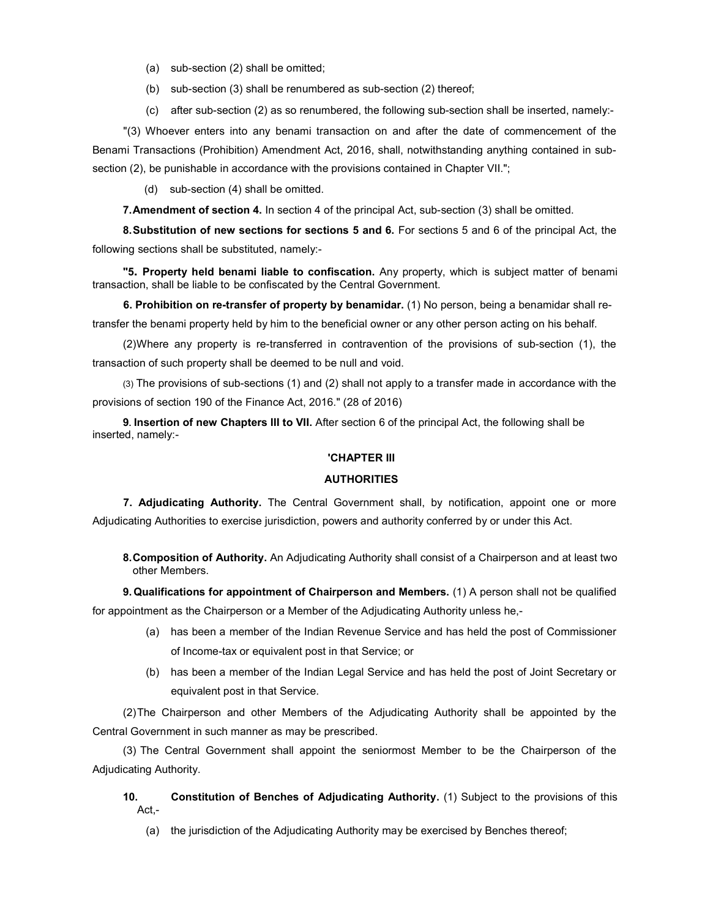(a) sub-section (2) shall be omitted;

(b) sub-section (3) shall be renumbered as sub-section (2) thereof;

(c) after sub-section (2) as so renumbered, the following sub-section shall be inserted, namely:-

"(3) Whoever enters into any benami transaction on and after the date of commencement of the Benami Transactions (Prohibition) Amendment Act, 2016, shall, notwithstanding anything contained in sub-section (2), be punishable in accordance with the provisions contained in Chapter VII.";

(d) sub-section (4) shall be omitted.

**7. Amendment of section 4.** In section 4 of the principal Act, sub-section (3) shall be omitted.

**8. Substitution of new sections for sections 5 and 6.** For sections 5 and 6 of the principal Act, the following sections shall be substituted, namely:-

**"5. Property held benami liable to confiscation.** Any property, which is subject matter of benami transaction, shall be liable to be confiscated by the Central Government.

**6. Prohibition on re-transfer of property by benamidar.** (1) No person, being a benamidar shall re-transfer the benami property held by him to the beneficial owner or any other person acting on his behalf.

(2) Where any property is re-transferred in contravention of the provisions of sub-section (1), the transaction of such property shall be deemed to be null and void.

(3) The provisions of sub-sections (1) and (2) shall not apply to a transfer made in accordance with the provisions of section 190 of the Finance Act, 2016." (28 of 2016)

**9. Insertion of new Chapters III to VII.** After section 6 of the principal Act, the following shall be inserted, namely:-

**'CHAPTER III**

**AUTHORITIES**

**7. Adjudicating Authority.** The Central Government shall, by notification, appoint one or more Adjudicating Authorities to exercise jurisdiction, powers and authority conferred by or under this Act.

**8. Composition of Authority.** An Adjudicating Authority shall consist of a Chairperson and at least two other Members.

**9. Qualifications for appointment of Chairperson and Members.** (1) A person shall not be qualified for appointment as the Chairperson or a Member of the Adjudicating Authority unless he,-

(a) has been a member of the Indian Revenue Service and has held the post of Commissioner of Income-tax or equivalent post in that Service; or

(b) has been a member of the Indian Legal Service and has held the post of Joint Secretary or equivalent post in that Service.

(2) The Chairperson and other Members of the Adjudicating Authority shall be appointed by the Central Government in such manner as may be prescribed.

(3) The Central Government shall appoint the seniormost Member to be the Chairperson of the Adjudicating Authority.

**10. Constitution of Benches of Adjudicating Authority.** (1) Subject to the provisions of this Act,-

(a) the jurisdiction of the Adjudicating Authority may be exercised by Benches thereof;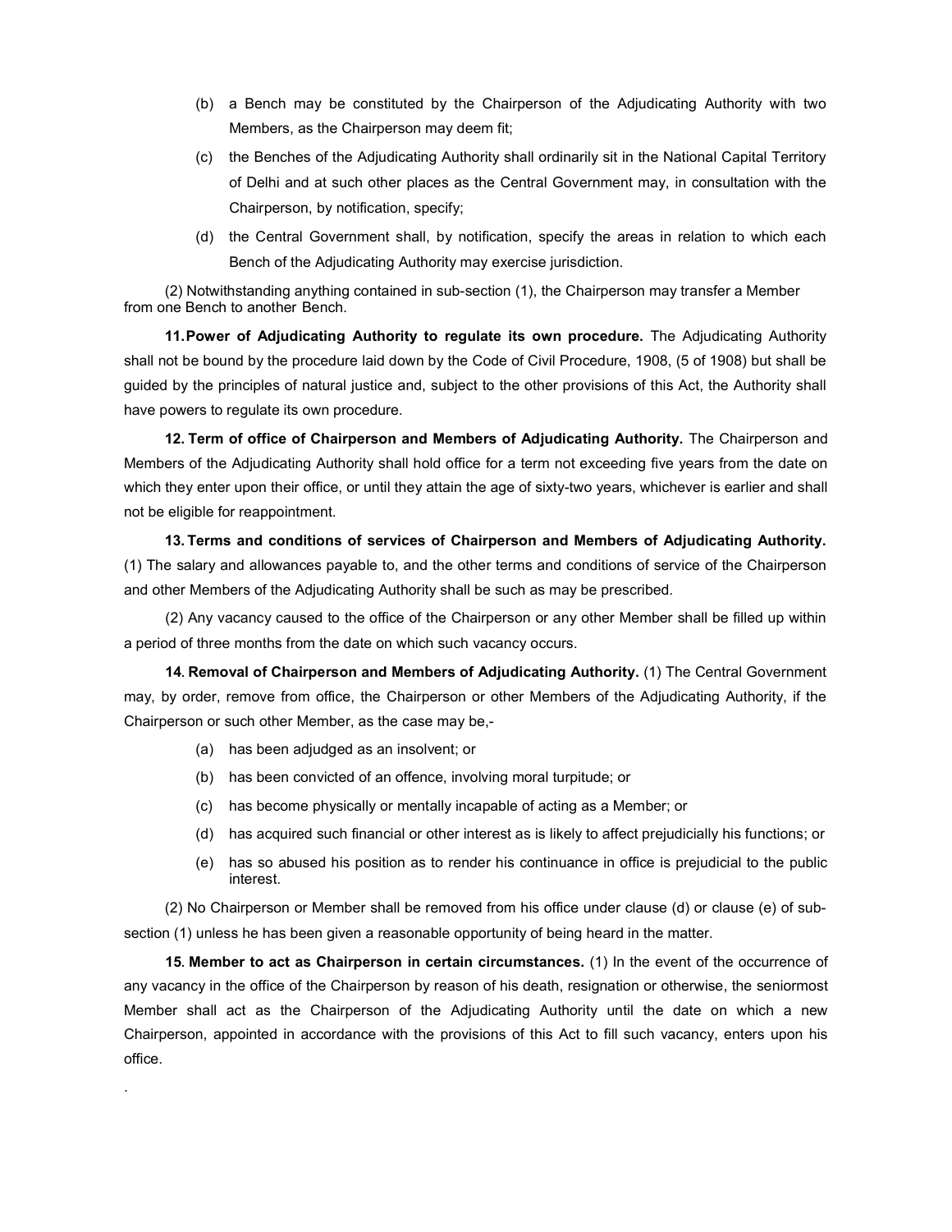(b) a Bench may be constituted by the Chairperson of the Adjudicating Authority with two Members, as the Chairperson may deem fit;

(c) the Benches of the Adjudicating Authority shall ordinarily sit in the National Capital Territory of Delhi and at such other places as the Central Government may, in consultation with the Chairperson, by notification, specify;

(d) the Central Government shall, by notification, specify the areas in relation to which each Bench of the Adjudicating Authority may exercise jurisdiction.

(2) Notwithstanding anything contained in sub-section (1), the Chairperson may transfer a Member from one Bench to another Bench.

**11. Power of Adjudicating Authority to regulate its own procedure.** The Adjudicating Authority shall not be bound by the procedure laid down by the Code of Civil Procedure, 1908, (5 of 1908) but shall be guided by the principles of natural justice and, subject to the other provisions of this Act, the Authority shall have powers to regulate its own procedure.

**12. Term of office of Chairperson and Members of Adjudicating Authority.** The Chairperson and Members of the Adjudicating Authority shall hold office for a term not exceeding five years from the date on which they enter upon their office, or until they attain the age of sixty-two years, whichever is earlier and shall not be eligible for reappointment.

**13. Terms and conditions of services of Chairperson and Members of Adjudicating Authority.** (1) The salary and allowances payable to, and the other terms and conditions of service of the Chairperson and other Members of the Adjudicating Authority shall be such as may be prescribed.

(2) Any vacancy caused to the office of the Chairperson or any other Member shall be filled up within a period of three months from the date on which such vacancy occurs.

**14. Removal of Chairperson and Members of Adjudicating Authority.** (1) The Central Government may, by order, remove from office, the Chairperson or other Members of the Adjudicating Authority, if the Chairperson or such other Member, as the case may be,-

(a) has been adjudged as an insolvent; or

(b) has been convicted of an offence, involving moral turpitude; or

(c) has become physically or mentally incapable of acting as a Member; or

(d) has acquired such financial or other interest as is likely to affect prejudicially his functions; or

(e) has so abused his position as to render his continuance in office is prejudicial to the public interest.

(2) No Chairperson or Member shall be removed from his office under clause (d) or clause (e) of sub-section (1) unless he has been given a reasonable opportunity of being heard in the matter.

**15. Member to act as Chairperson in certain circumstances.** (1) In the event of the occurrence of any vacancy in the office of the Chairperson by reason of his death, resignation or otherwise, the seniormost Member shall act as the Chairperson of the Adjudicating Authority until the date on which a new Chairperson, appointed in accordance with the provisions of this Act to fill such vacancy, enters upon his office.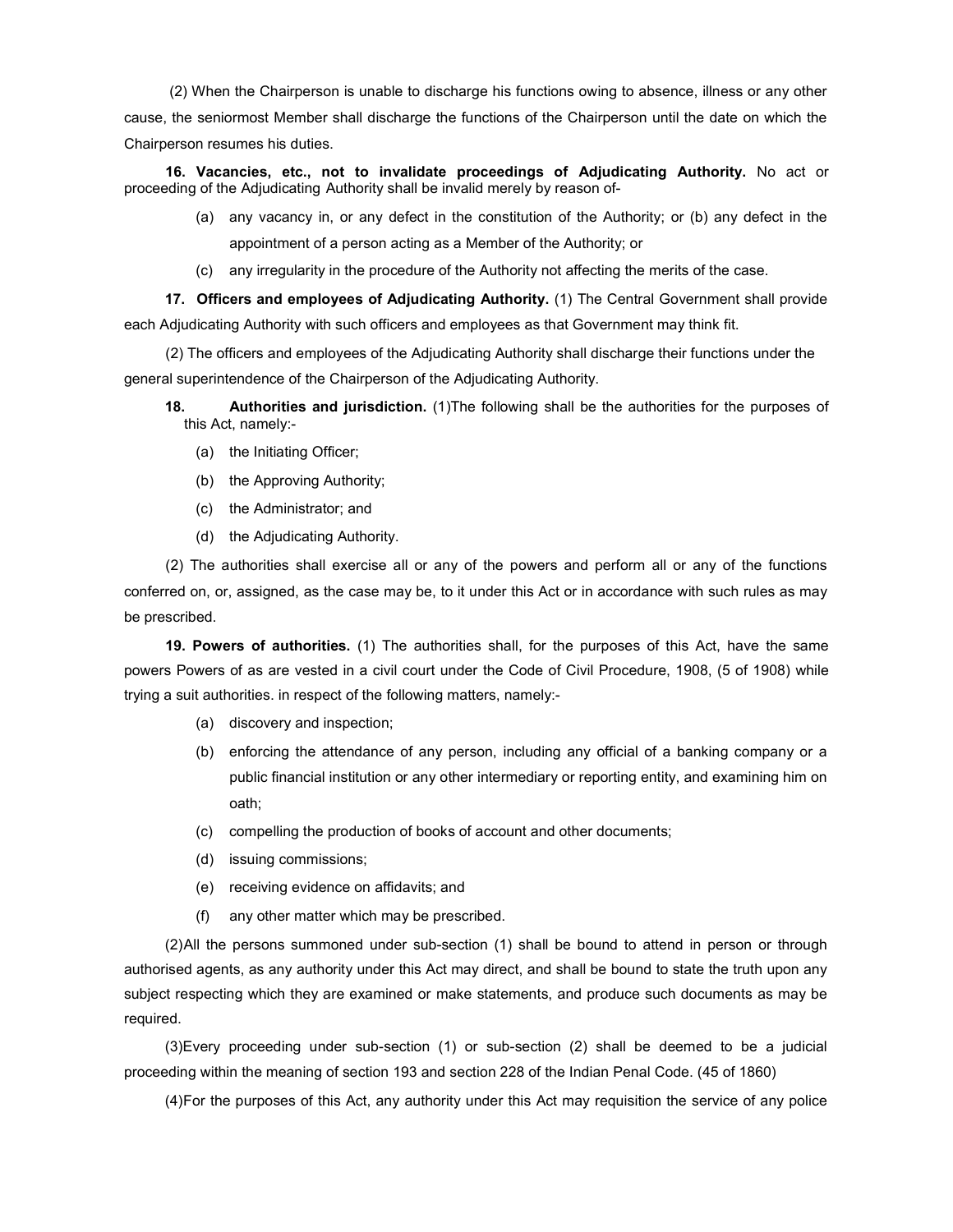(2) When the Chairperson is unable to discharge his functions owing to absence, illness or any other cause, the seniormost Member shall discharge the functions of the Chairperson until the date on which the Chairperson resumes his duties.

**16. Vacancies, etc., not to invalidate proceedings of Adjudicating Authority.** No act or proceeding of the Adjudicating Authority shall be invalid merely by reason of-

(a) any vacancy in, or any defect in the constitution of the Authority; or (b) any defect in the appointment of a person acting as a Member of the Authority; or

(c) any irregularity in the procedure of the Authority not affecting the merits of the case.

**17. Officers and employees of Adjudicating Authority.** (1) The Central Government shall provide each Adjudicating Authority with such officers and employees as that Government may think fit.

(2) The officers and employees of the Adjudicating Authority shall discharge their functions under the general superintendence of the Chairperson of the Adjudicating Authority.

**18. Authorities and jurisdiction.** (1)The following shall be the authorities for the purposes of this Act, namely:-

(a) the Initiating Officer;

(b) the Approving Authority;

(c) the Administrator; and

(d) the Adjudicating Authority.

(2) The authorities shall exercise all or any of the powers and perform all or any of the functions conferred on, or, assigned, as the case may be, to it under this Act or in accordance with such rules as may be prescribed.

**19. Powers of authorities.** (1) The authorities shall, for the purposes of this Act, have the same powers Powers of as are vested in a civil court under the Code of Civil Procedure, 1908, (5 of 1908) while trying a suit authorities. in respect of the following matters, namely:-

(a) discovery and inspection;

(b) enforcing the attendance of any person, including any official of a banking company or a public financial institution or any other intermediary or reporting entity, and examining him on oath;

(c) compelling the production of books of account and other documents;

(d) issuing commissions;

(e) receiving evidence on affidavits; and

(f) any other matter which may be prescribed.

(2)All the persons summoned under sub-section (1) shall be bound to attend in person or through authorised agents, as any authority under this Act may direct, and shall be bound to state the truth upon any subject respecting which they are examined or make statements, and produce such documents as may be required.

(3)Every proceeding under sub-section (1) or sub-section (2) shall be deemed to be a judicial proceeding within the meaning of section 193 and section 228 of the Indian Penal Code. (45 of 1860)

(4)For the purposes of this Act, any authority under this Act may requisition the service of any police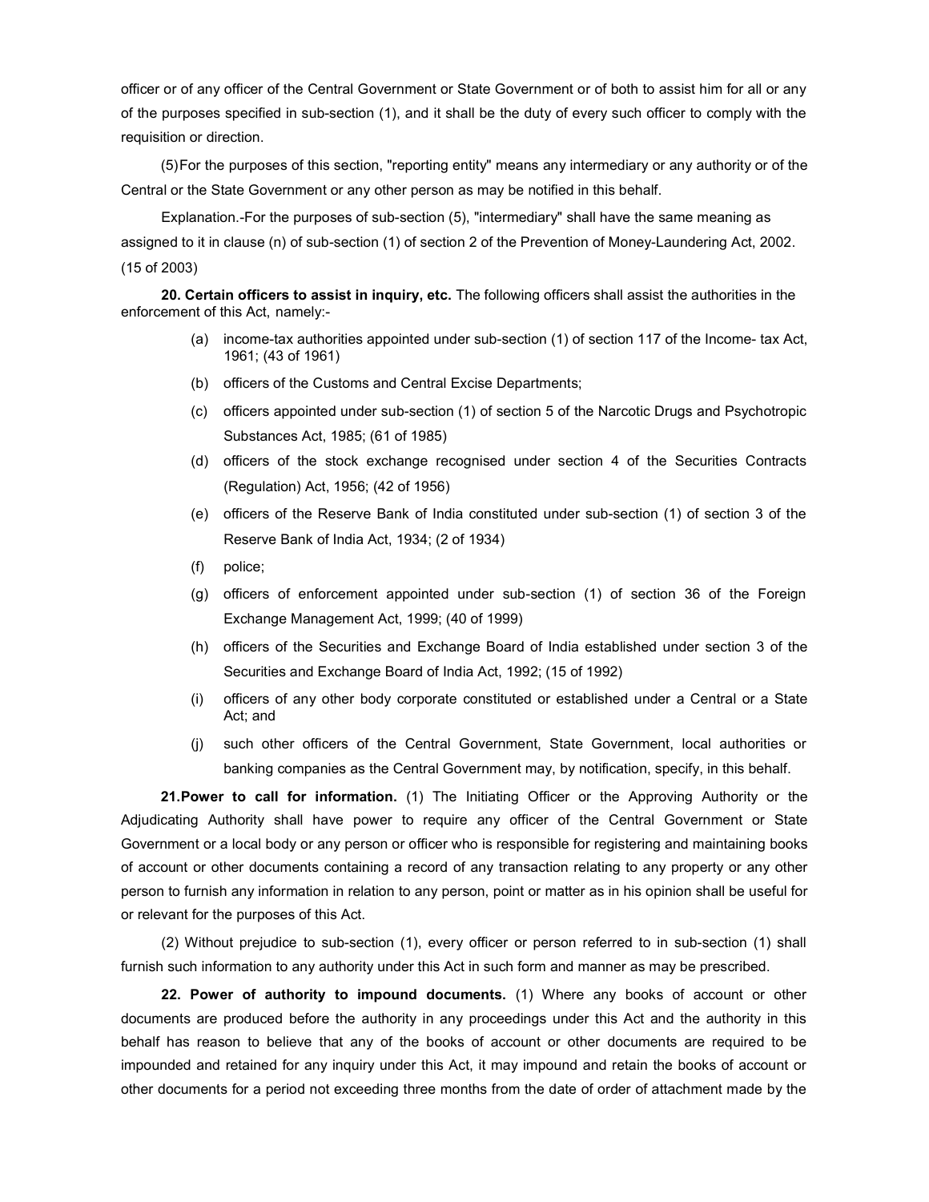officer or of any officer of the Central Government or State Government or of both to assist him for all or any of the purposes specified in sub-section (1), and it shall be the duty of every such officer to comply with the requisition or direction.

(5) For the purposes of this section, "reporting entity" means any intermediary or any authority or of the Central or the State Government or any other person as may be notified in this behalf.

Explanation.-For the purposes of sub-section (5), "intermediary" shall have the same meaning as assigned to it in clause (n) of sub-section (1) of section 2 of the Prevention of Money-Laundering Act, 2002. (15 of 2003)

**20. Certain officers to assist in inquiry, etc.** The following officers shall assist the authorities in the enforcement of this Act, namely:-

(a) income-tax authorities appointed under sub-section (1) of section 117 of the Income- tax Act, 1961; (43 of 1961)

(b) officers of the Customs and Central Excise Departments;

(c) officers appointed under sub-section (1) of section 5 of the Narcotic Drugs and Psychotropic Substances Act, 1985; (61 of 1985)

(d) officers of the stock exchange recognised under section 4 of the Securities Contracts (Regulation) Act, 1956; (42 of 1956)

(e) officers of the Reserve Bank of India constituted under sub-section (1) of section 3 of the Reserve Bank of India Act, 1934; (2 of 1934)

(f) police;

(g) officers of enforcement appointed under sub-section (1) of section 36 of the Foreign Exchange Management Act, 1999; (40 of 1999)

(h) officers of the Securities and Exchange Board of India established under section 3 of the Securities and Exchange Board of India Act, 1992; (15 of 1992)

(i) officers of any other body corporate constituted or established under a Central or a State Act; and

(j) such other officers of the Central Government, State Government, local authorities or banking companies as the Central Government may, by notification, specify, in this behalf.

**21. Power to call for information.** (1) The Initiating Officer or the Approving Authority or the Adjudicating Authority shall have power to require any officer of the Central Government or State Government or a local body or any person or officer who is responsible for registering and maintaining books of account or other documents containing a record of any transaction relating to any property or any other person to furnish any information in relation to any person, point or matter as in his opinion shall be useful for or relevant for the purposes of this Act.

(2) Without prejudice to sub-section (1), every officer or person referred to in sub-section (1) shall furnish such information to any authority under this Act in such form and manner as may be prescribed.

**22. Power of authority to impound documents.** (1) Where any books of account or other documents are produced before the authority in any proceedings under this Act and the authority in this behalf has reason to believe that any of the books of account or other documents are required to be impounded and retained for any inquiry under this Act, it may impound and retain the books of account or other documents for a period not exceeding three months from the date of order of attachment made by the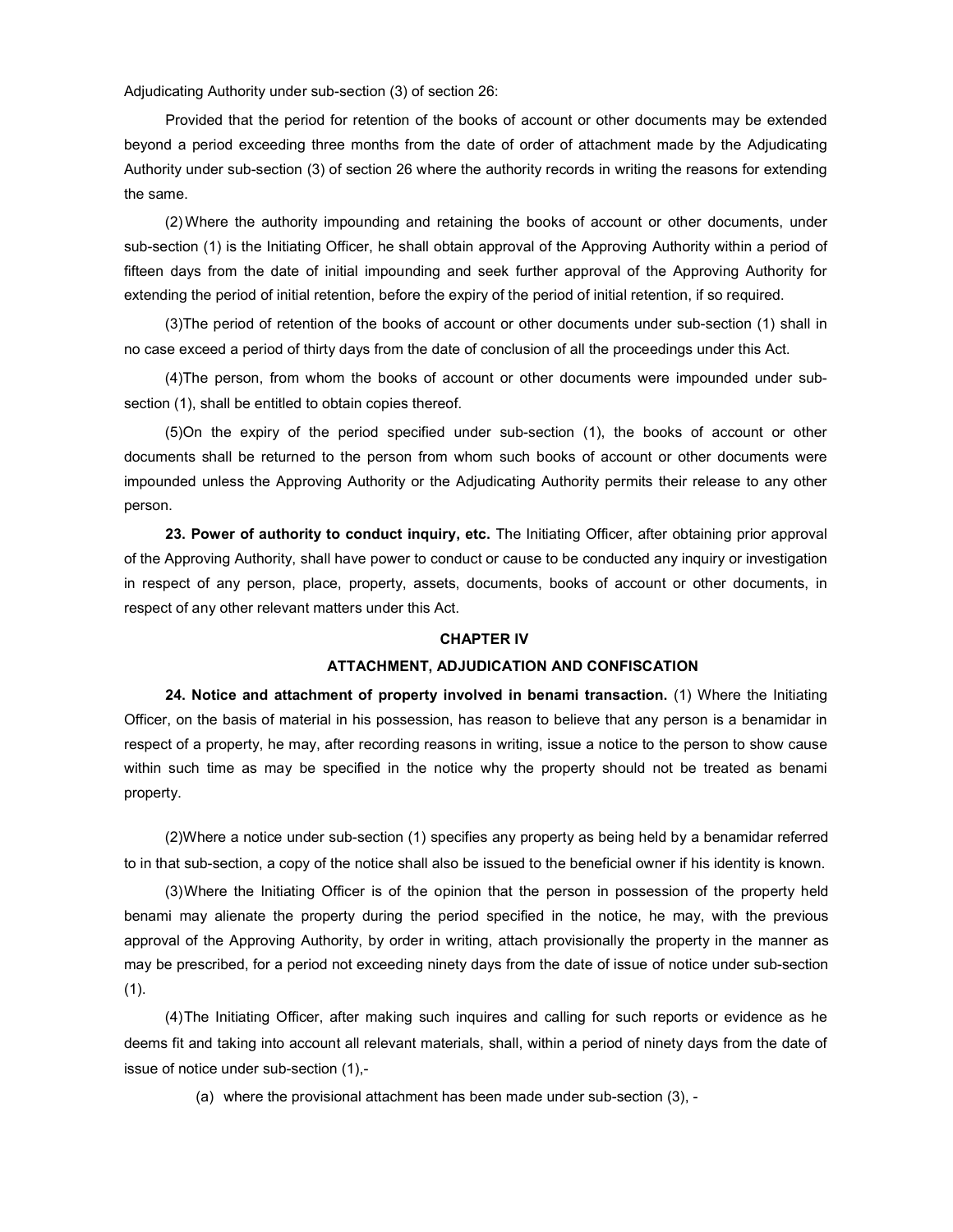Adjudicating Authority under sub-section (3) of section 26:

Provided that the period for retention of the books of account or other documents may be extended beyond a period exceeding three months from the date of order of attachment made by the Adjudicating Authority under sub-section (3) of section 26 where the authority records in writing the reasons for extending the same.

(2) Where the authority impounding and retaining the books of account or other documents, under sub-section (1) is the Initiating Officer, he shall obtain approval of the Approving Authority within a period of fifteen days from the date of initial impounding and seek further approval of the Approving Authority for extending the period of initial retention, before the expiry of the period of initial retention, if so required.

(3)The period of retention of the books of account or other documents under sub-section (1) shall in no case exceed a period of thirty days from the date of conclusion of all the proceedings under this Act.

(4)The person, from whom the books of account or other documents were impounded under sub-section (1), shall be entitled to obtain copies thereof.

(5)On the expiry of the period specified under sub-section (1), the books of account or other documents shall be returned to the person from whom such books of account or other documents were impounded unless the Approving Authority or the Adjudicating Authority permits their release to any other person.

**23. Power of authority to conduct inquiry, etc.** The Initiating Officer, after obtaining prior approval of the Approving Authority, shall have power to conduct or cause to be conducted any inquiry or investigation in respect of any person, place, property, assets, documents, books of account or other documents, in respect of any other relevant matters under this Act.

## CHAPTER IV

## ATTACHMENT, ADJUDICATION AND CONFISCATION

**24. Notice and attachment of property involved in benami transaction.** (1) Where the Initiating Officer, on the basis of material in his possession, has reason to believe that any person is a benamidar in respect of a property, he may, after recording reasons in writing, issue a notice to the person to show cause within such time as may be specified in the notice why the property should not be treated as benami property.

(2)Where a notice under sub-section (1) specifies any property as being held by a benamidar referred to in that sub-section, a copy of the notice shall also be issued to the beneficial owner if his identity is known.

(3)Where the Initiating Officer is of the opinion that the person in possession of the property held benami may alienate the property during the period specified in the notice, he may, with the previous approval of the Approving Authority, by order in writing, attach provisionally the property in the manner as may be prescribed, for a period not exceeding ninety days from the date of issue of notice under sub-section (1).

(4)The Initiating Officer, after making such inquires and calling for such reports or evidence as he deems fit and taking into account all relevant materials, shall, within a period of ninety days from the date of issue of notice under sub-section (1),-

(a) where the provisional attachment has been made under sub-section (3), -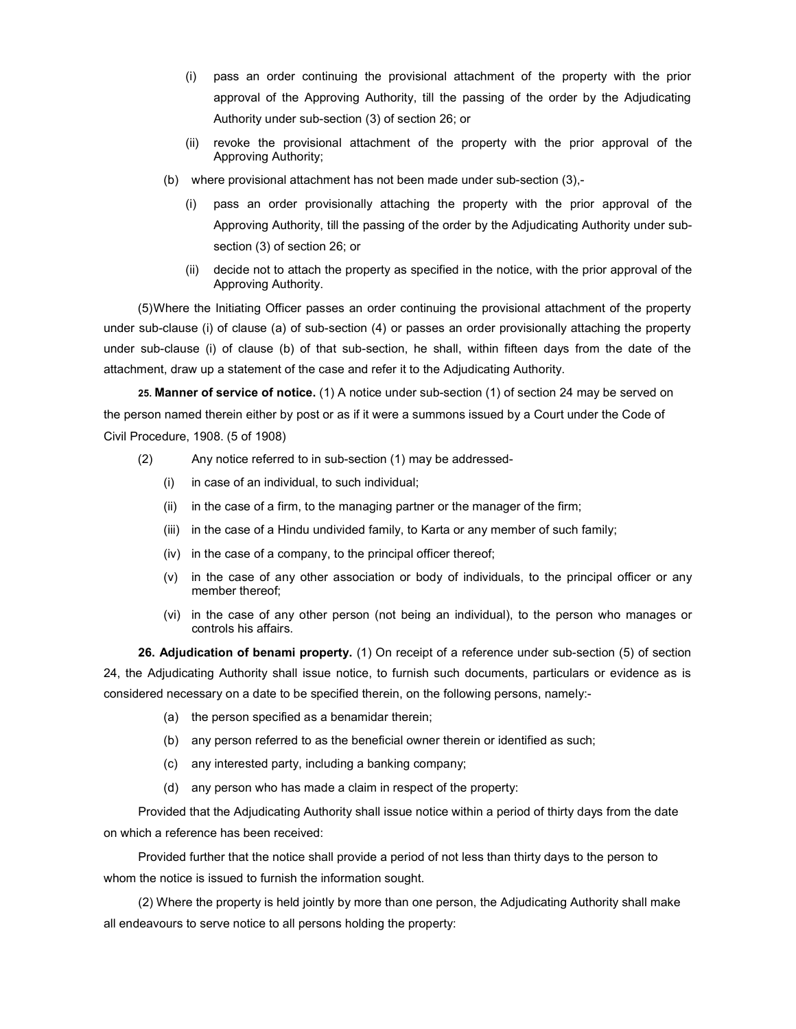(i) pass an order continuing the provisional attachment of the property with the prior approval of the Approving Authority, till the passing of the order by the Adjudicating Authority under sub-section (3) of section 26; or

(ii) revoke the provisional attachment of the property with the prior approval of the Approving Authority;

(b) where provisional attachment has not been made under sub-section (3),-

(i) pass an order provisionally attaching the property with the prior approval of the Approving Authority, till the passing of the order by the Adjudicating Authority under sub-section (3) of section 26; or

(ii) decide not to attach the property as specified in the notice, with the prior approval of the Approving Authority.

(5)Where the Initiating Officer passes an order continuing the provisional attachment of the property under sub-clause (i) of clause (a) of sub-section (4) or passes an order provisionally attaching the property under sub-clause (i) of clause (b) of that sub-section, he shall, within fifteen days from the date of the attachment, draw up a statement of the case and refer it to the Adjudicating Authority.

**25. Manner of service of notice.** (1) A notice under sub-section (1) of section 24 may be served on the person named therein either by post or as if it were a summons issued by a Court under the Code of Civil Procedure, 1908. (5 of 1908)

(2) Any notice referred to in sub-section (1) may be addressed-

(i) in case of an individual, to such individual;

(ii) in the case of a firm, to the managing partner or the manager of the firm;

(iii) in the case of a Hindu undivided family, to Karta or any member of such family;

(iv) in the case of a company, to the principal officer thereof;

(v) in the case of any other association or body of individuals, to the principal officer or any member thereof;

(vi) in the case of any other person (not being an individual), to the person who manages or controls his affairs.

**26. Adjudication of benami property.** (1) On receipt of a reference under sub-section (5) of section 24, the Adjudicating Authority shall issue notice, to furnish such documents, particulars or evidence as is considered necessary on a date to be specified therein, on the following persons, namely:-

(a) the person specified as a benamidar therein;

(b) any person referred to as the beneficial owner therein or identified as such;

(c) any interested party, including a banking company;

(d) any person who has made a claim in respect of the property:

Provided that the Adjudicating Authority shall issue notice within a period of thirty days from the date on which a reference has been received:

Provided further that the notice shall provide a period of not less than thirty days to the person to whom the notice is issued to furnish the information sought.

(2) Where the property is held jointly by more than one person, the Adjudicating Authority shall make all endeavours to serve notice to all persons holding the property: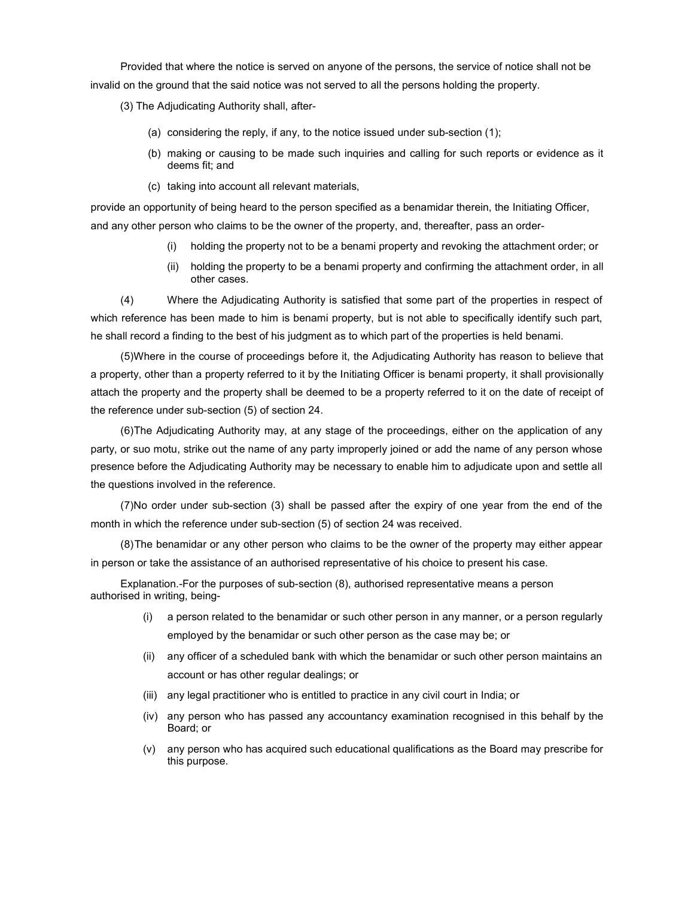Provided that where the notice is served on anyone of the persons, the service of notice shall not be invalid on the ground that the said notice was not served to all the persons holding the property.

(3) The Adjudicating Authority shall, after-

(a) considering the reply, if any, to the notice issued under sub-section (1);

(b) making or causing to be made such inquiries and calling for such reports or evidence as it deems fit; and

(c) taking into account all relevant materials,

provide an opportunity of being heard to the person specified as a benamidar therein, the Initiating Officer, and any other person who claims to be the owner of the property, and, thereafter, pass an order-

(i) holding the property not to be a benami property and revoking the attachment order; or

(ii) holding the property to be a benami property and confirming the attachment order, in all other cases.

(4) Where the Adjudicating Authority is satisfied that some part of the properties in respect of which reference has been made to him is benami property, but is not able to specifically identify such part, he shall record a finding to the best of his judgment as to which part of the properties is held benami.

(5) Where in the course of proceedings before it, the Adjudicating Authority has reason to believe that a property, other than a property referred to it by the Initiating Officer is benami property, it shall provisionally attach the property and the property shall be deemed to be a property referred to it on the date of receipt of the reference under sub-section (5) of section 24.

(6) The Adjudicating Authority may, at any stage of the proceedings, either on the application of any party, or suo motu, strike out the name of any party improperly joined or add the name of any person whose presence before the Adjudicating Authority may be necessary to enable him to adjudicate upon and settle all the questions involved in the reference.

(7) No order under sub-section (3) shall be passed after the expiry of one year from the end of the month in which the reference under sub-section (5) of section 24 was received.

(8) The benamidar or any other person who claims to be the owner of the property may either appear in person or take the assistance of an authorised representative of his choice to present his case.

Explanation.-For the purposes of sub-section (8), authorised representative means a person authorised in writing, being-

(i) a person related to the benamidar or such other person in any manner, or a person regularly employed by the benamidar or such other person as the case may be; or

(ii) any officer of a scheduled bank with which the benamidar or such other person maintains an account or has other regular dealings; or

(iii) any legal practitioner who is entitled to practice in any civil court in India; or

(iv) any person who has passed any accountancy examination recognised in this behalf by the Board; or

(v) any person who has acquired such educational qualifications as the Board may prescribe for this purpose.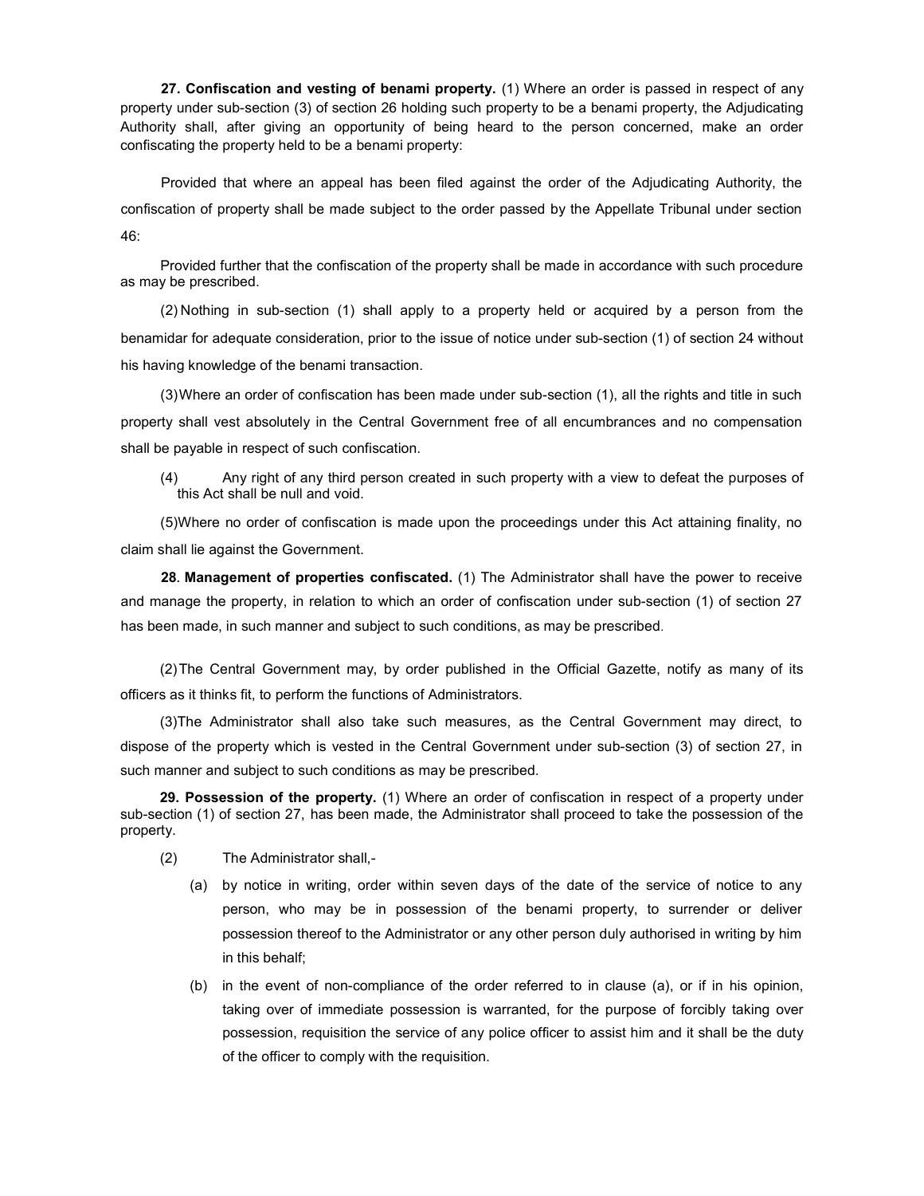**27. Confiscation and vesting of benami property.** (1) Where an order is passed in respect of any property under sub-section (3) of section 26 holding such property to be a benami property, the Adjudicating Authority shall, after giving an opportunity of being heard to the person concerned, make an order confiscating the property held to be a benami property:

Provided that where an appeal has been filed against the order of the Adjudicating Authority, the confiscation of property shall be made subject to the order passed by the Appellate Tribunal under section 46:

Provided further that the confiscation of the property shall be made in accordance with such procedure as may be prescribed.

(2) Nothing in sub-section (1) shall apply to a property held or acquired by a person from the benamidar for adequate consideration, prior to the issue of notice under sub-section (1) of section 24 without his having knowledge of the benami transaction.

(3) Where an order of confiscation has been made under sub-section (1), all the rights and title in such property shall vest absolutely in the Central Government free of all encumbrances and no compensation shall be payable in respect of such confiscation.

(4) Any right of any third person created in such property with a view to defeat the purposes of this Act shall be null and void.

(5) Where no order of confiscation is made upon the proceedings under this Act attaining finality, no claim shall lie against the Government.

**28. Management of properties confiscated.** (1) The Administrator shall have the power to receive and manage the property, in relation to which an order of confiscation under sub-section (1) of section 27 has been made, in such manner and subject to such conditions, as may be prescribed.

(2) The Central Government may, by order published in the Official Gazette, notify as many of its officers as it thinks fit, to perform the functions of Administrators.

(3) The Administrator shall also take such measures, as the Central Government may direct, to dispose of the property which is vested in the Central Government under sub-section (3) of section 27, in such manner and subject to such conditions as may be prescribed.

**29. Possession of the property.** (1) Where an order of confiscation in respect of a property under sub-section (1) of section 27, has been made, the Administrator shall proceed to take the possession of the property.

(2) The Administrator shall,-

(a) by notice in writing, order within seven days of the date of the service of notice to any person, who may be in possession of the benami property, to surrender or deliver possession thereof to the Administrator or any other person duly authorised in writing by him in this behalf;

(b) in the event of non-compliance of the order referred to in clause (a), or if in his opinion, taking over of immediate possession is warranted, for the purpose of forcibly taking over possession, requisition the service of any police officer to assist him and it shall be the duty of the officer to comply with the requisition.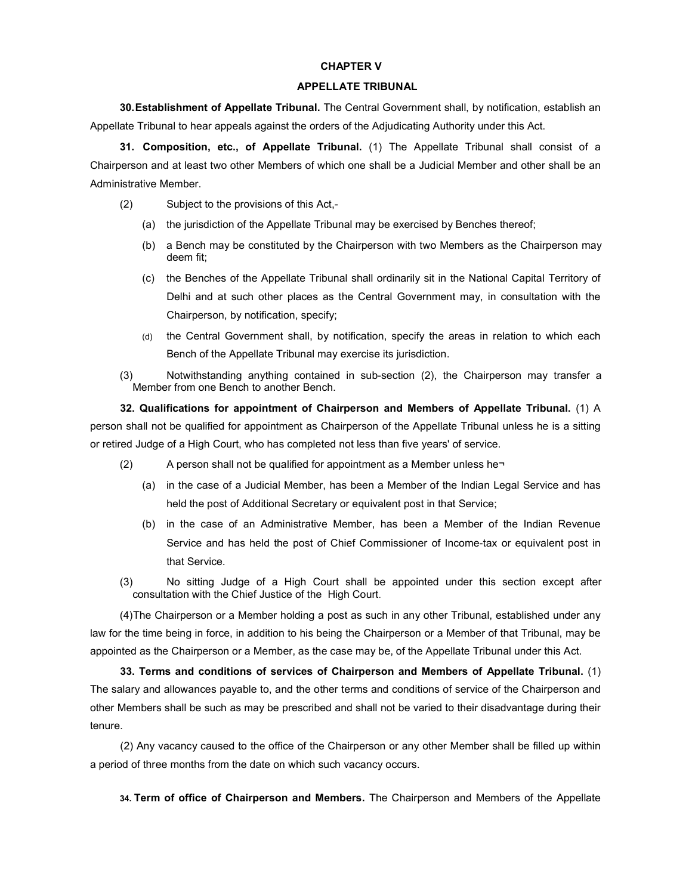## CHAPTER V

## APPELLATE TRIBUNAL

**30. Establishment of Appellate Tribunal.** The Central Government shall, by notification, establish an Appellate Tribunal to hear appeals against the orders of the Adjudicating Authority under this Act.

**31. Composition, etc., of Appellate Tribunal.** (1) The Appellate Tribunal shall consist of a Chairperson and at least two other Members of which one shall be a Judicial Member and other shall be an Administrative Member.

(2) Subject to the provisions of this Act,-

(a) the jurisdiction of the Appellate Tribunal may be exercised by Benches thereof;

(b) a Bench may be constituted by the Chairperson with two Members as the Chairperson may deem fit;

(c) the Benches of the Appellate Tribunal shall ordinarily sit in the National Capital Territory of Delhi and at such other places as the Central Government may, in consultation with the Chairperson, by notification, specify;

(d) the Central Government shall, by notification, specify the areas in relation to which each Bench of the Appellate Tribunal may exercise its jurisdiction.

(3) Notwithstanding anything contained in sub-section (2), the Chairperson may transfer a Member from one Bench to another Bench.

**32. Qualifications for appointment of Chairperson and Members of Appellate Tribunal.** (1) A person shall not be qualified for appointment as Chairperson of the Appellate Tribunal unless he is a sitting or retired Judge of a High Court, who has completed not less than five years' of service.

(2) A person shall not be qualified for appointment as a Member unless he¬

(a) in the case of a Judicial Member, has been a Member of the Indian Legal Service and has held the post of Additional Secretary or equivalent post in that Service;

(b) in the case of an Administrative Member, has been a Member of the Indian Revenue Service and has held the post of Chief Commissioner of Income-tax or equivalent post in that Service.

(3) No sitting Judge of a High Court shall be appointed under this section except after consultation with the Chief Justice of the High Court.

(4) The Chairperson or a Member holding a post as such in any other Tribunal, established under any law for the time being in force, in addition to his being the Chairperson or a Member of that Tribunal, may be appointed as the Chairperson or a Member, as the case may be, of the Appellate Tribunal under this Act.

**33. Terms and conditions of services of Chairperson and Members of Appellate Tribunal.** (1) The salary and allowances payable to, and the other terms and conditions of service of the Chairperson and other Members shall be such as may be prescribed and shall not be varied to their disadvantage during their tenure.

(2) Any vacancy caused to the office of the Chairperson or any other Member shall be filled up within a period of three months from the date on which such vacancy occurs.

**34. Term of office of Chairperson and Members.** The Chairperson and Members of the Appellate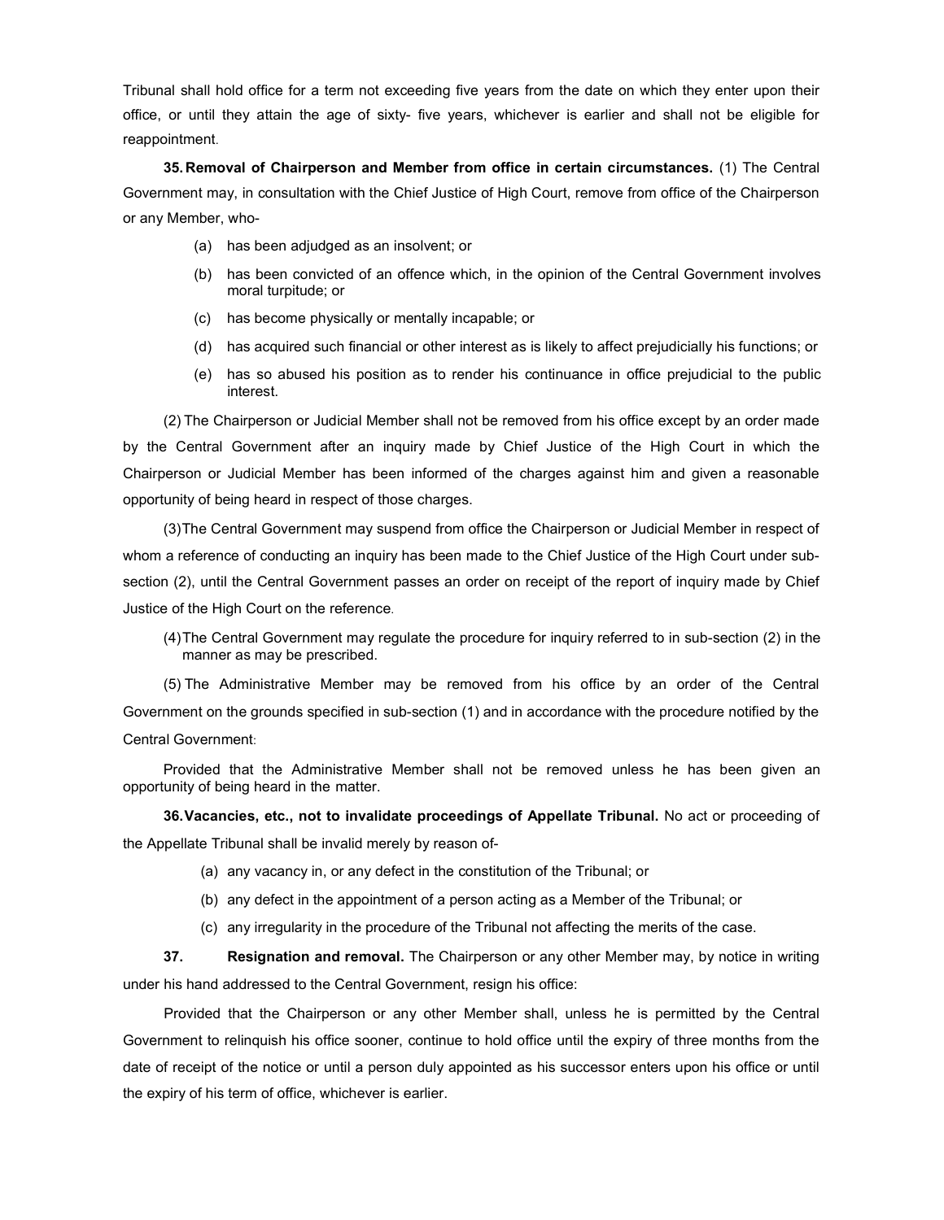Tribunal shall hold office for a term not exceeding five years from the date on which they enter upon their office, or until they attain the age of sixty- five years, whichever is earlier and shall not be eligible for reappointment.

**35. Removal of Chairperson and Member from office in certain circumstances.** (1) The Central Government may, in consultation with the Chief Justice of High Court, remove from office of the Chairperson or any Member, who-

(a) has been adjudged as an insolvent; or

(b) has been convicted of an offence which, in the opinion of the Central Government involves moral turpitude; or

(c) has become physically or mentally incapable; or

(d) has acquired such financial or other interest as is likely to affect prejudicially his functions; or

(e) has so abused his position as to render his continuance in office prejudicial to the public interest.

(2) The Chairperson or Judicial Member shall not be removed from his office except by an order made by the Central Government after an inquiry made by Chief Justice of the High Court in which the Chairperson or Judicial Member has been informed of the charges against him and given a reasonable opportunity of being heard in respect of those charges.

(3) The Central Government may suspend from office the Chairperson or Judicial Member in respect of whom a reference of conducting an inquiry has been made to the Chief Justice of the High Court under sub-section (2), until the Central Government passes an order on receipt of the report of inquiry made by Chief Justice of the High Court on the reference.

(4) The Central Government may regulate the procedure for inquiry referred to in sub-section (2) in the manner as may be prescribed.

(5) The Administrative Member may be removed from his office by an order of the Central Government on the grounds specified in sub-section (1) and in accordance with the procedure notified by the Central Government:

Provided that the Administrative Member shall not be removed unless he has been given an opportunity of being heard in the matter.

**36. Vacancies, etc., not to invalidate proceedings of Appellate Tribunal.** No act or proceeding of the Appellate Tribunal shall be invalid merely by reason of-

(a) any vacancy in, or any defect in the constitution of the Tribunal; or

(b) any defect in the appointment of a person acting as a Member of the Tribunal; or

(c) any irregularity in the procedure of the Tribunal not affecting the merits of the case.

**37. Resignation and removal.** The Chairperson or any other Member may, by notice in writing under his hand addressed to the Central Government, resign his office:

Provided that the Chairperson or any other Member shall, unless he is permitted by the Central Government to relinquish his office sooner, continue to hold office until the expiry of three months from the date of receipt of the notice or until a person duly appointed as his successor enters upon his office or until the expiry of his term of office, whichever is earlier.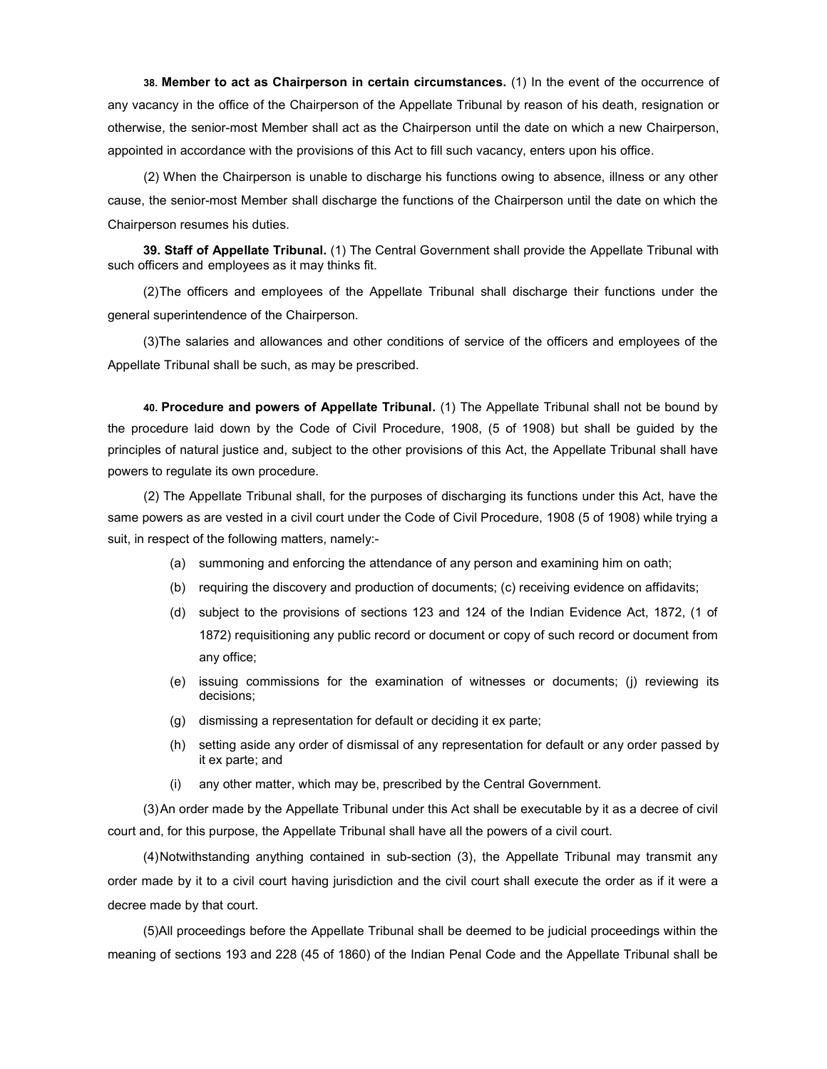**38. Member to act as Chairperson in certain circumstances.** (1) In the event of the occurrence of any vacancy in the office of the Chairperson of the Appellate Tribunal by reason of his death, resignation or otherwise, the senior-most Member shall act as the Chairperson until the date on which a new Chairperson, appointed in accordance with the provisions of this Act to fill such vacancy, enters upon his office.

(2) When the Chairperson is unable to discharge his functions owing to absence, illness or any other cause, the senior-most Member shall discharge the functions of the Chairperson until the date on which the Chairperson resumes his duties.

**39. Staff of Appellate Tribunal.** (1) The Central Government shall provide the Appellate Tribunal with such officers and employees as it may thinks fit.

(2)The officers and employees of the Appellate Tribunal shall discharge their functions under the general superintendence of the Chairperson.

(3)The salaries and allowances and other conditions of service of the officers and employees of the Appellate Tribunal shall be such, as may be prescribed.

**40. Procedure and powers of Appellate Tribunal.** (1) The Appellate Tribunal shall not be bound by the procedure laid down by the Code of Civil Procedure, 1908, (5 of 1908) but shall be guided by the principles of natural justice and, subject to the other provisions of this Act, the Appellate Tribunal shall have powers to regulate its own procedure.

(2) The Appellate Tribunal shall, for the purposes of discharging its functions under this Act, have the same powers as are vested in a civil court under the Code of Civil Procedure, 1908 (5 of 1908) while trying a suit, in respect of the following matters, namely:-

(a) summoning and enforcing the attendance of any person and examining him on oath;

(b) requiring the discovery and production of documents; (c) receiving evidence on affidavits;

(d) subject to the provisions of sections 123 and 124 of the Indian Evidence Act, 1872, (1 of 1872) requisitioning any public record or document or copy of such record or document from any office;

(e) issuing commissions for the examination of witnesses or documents; (j) reviewing its decisions;

(g) dismissing a representation for default or deciding it ex parte;

(h) setting aside any order of dismissal of any representation for default or any order passed by it ex parte; and

(i) any other matter, which may be, prescribed by the Central Government.

(3)An order made by the Appellate Tribunal under this Act shall be executable by it as a decree of civil court and, for this purpose, the Appellate Tribunal shall have all the powers of a civil court.

(4)Notwithstanding anything contained in sub-section (3), the Appellate Tribunal may transmit any order made by it to a civil court having jurisdiction and the civil court shall execute the order as if it were a decree made by that court.

(5)All proceedings before the Appellate Tribunal shall be deemed to be judicial proceedings within the meaning of sections 193 and 228 (45 of 1860) of the Indian Penal Code and the Appellate Tribunal shall be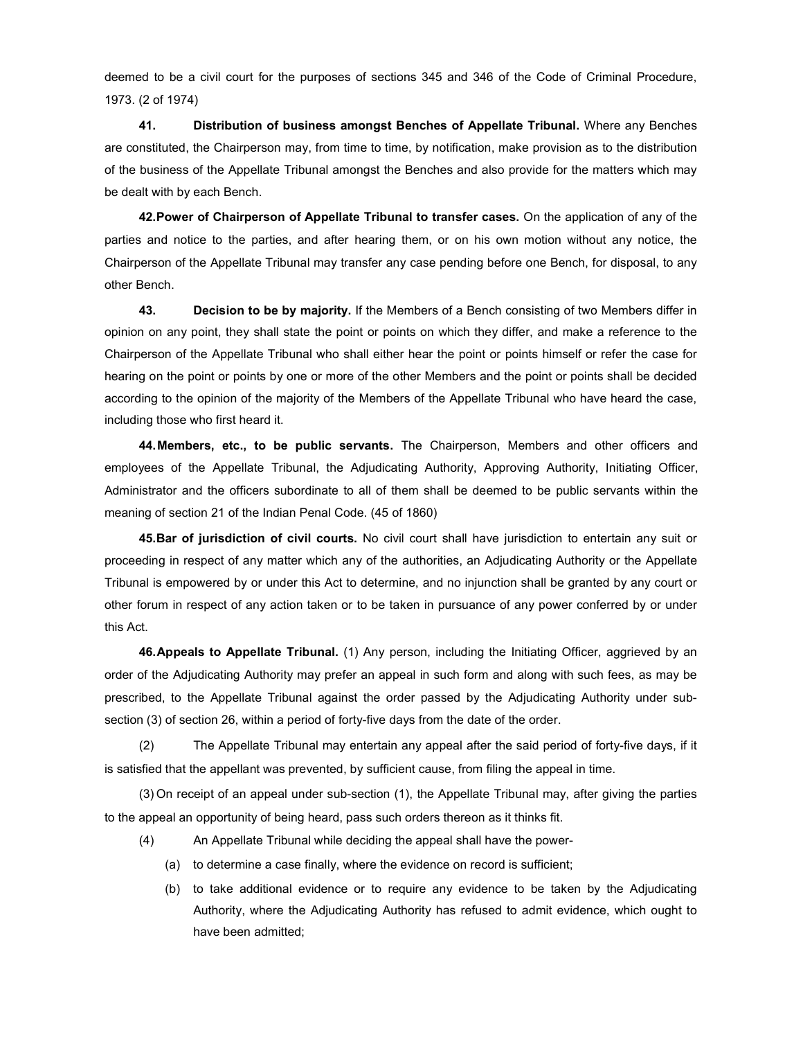deemed to be a civil court for the purposes of sections 345 and 346 of the Code of Criminal Procedure, 1973. (2 of 1974)

**41. Distribution of business amongst Benches of Appellate Tribunal.** Where any Benches are constituted, the Chairperson may, from time to time, by notification, make provision as to the distribution of the business of the Appellate Tribunal amongst the Benches and also provide for the matters which may be dealt with by each Bench.

**42. Power of Chairperson of Appellate Tribunal to transfer cases.** On the application of any of the parties and notice to the parties, and after hearing them, or on his own motion without any notice, the Chairperson of the Appellate Tribunal may transfer any case pending before one Bench, for disposal, to any other Bench.

**43. Decision to be by majority.** If the Members of a Bench consisting of two Members differ in opinion on any point, they shall state the point or points on which they differ, and make a reference to the Chairperson of the Appellate Tribunal who shall either hear the point or points himself or refer the case for hearing on the point or points by one or more of the other Members and the point or points shall be decided according to the opinion of the majority of the Members of the Appellate Tribunal who have heard the case, including those who first heard it.

**44. Members, etc., to be public servants.** The Chairperson, Members and other officers and employees of the Appellate Tribunal, the Adjudicating Authority, Approving Authority, Initiating Officer, Administrator and the officers subordinate to all of them shall be deemed to be public servants within the meaning of section 21 of the Indian Penal Code. (45 of 1860)

**45. Bar of jurisdiction of civil courts.** No civil court shall have jurisdiction to entertain any suit or proceeding in respect of any matter which any of the authorities, an Adjudicating Authority or the Appellate Tribunal is empowered by or under this Act to determine, and no injunction shall be granted by any court or other forum in respect of any action taken or to be taken in pursuance of any power conferred by or under this Act.

**46. Appeals to Appellate Tribunal.** (1) Any person, including the Initiating Officer, aggrieved by an order of the Adjudicating Authority may prefer an appeal in such form and along with such fees, as may be prescribed, to the Appellate Tribunal against the order passed by the Adjudicating Authority under sub-section (3) of section 26, within a period of forty-five days from the date of the order.

(2) The Appellate Tribunal may entertain any appeal after the said period of forty-five days, if it is satisfied that the appellant was prevented, by sufficient cause, from filing the appeal in time.

(3) On receipt of an appeal under sub-section (1), the Appellate Tribunal may, after giving the parties to the appeal an opportunity of being heard, pass such orders thereon as it thinks fit.

(4) An Appellate Tribunal while deciding the appeal shall have the power-

(a) to determine a case finally, where the evidence on record is sufficient;

(b) to take additional evidence or to require any evidence to be taken by the Adjudicating Authority, where the Adjudicating Authority has refused to admit evidence, which ought to have been admitted;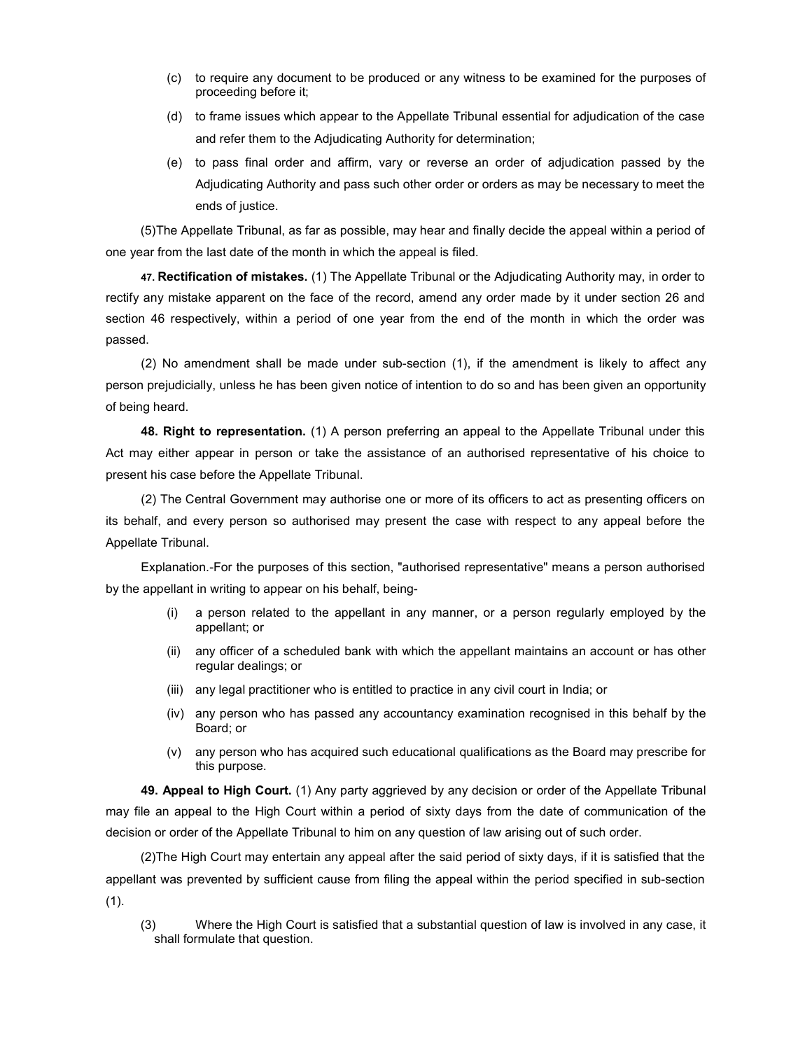(c) to require any document to be produced or any witness to be examined for the purposes of proceeding before it;

(d) to frame issues which appear to the Appellate Tribunal essential for adjudication of the case and refer them to the Adjudicating Authority for determination;

(e) to pass final order and affirm, vary or reverse an order of adjudication passed by the Adjudicating Authority and pass such other order or orders as may be necessary to meet the ends of justice.

(5)The Appellate Tribunal, as far as possible, may hear and finally decide the appeal within a period of one year from the last date of the month in which the appeal is filed.

**47. Rectification of mistakes.** (1) The Appellate Tribunal or the Adjudicating Authority may, in order to rectify any mistake apparent on the face of the record, amend any order made by it under section 26 and section 46 respectively, within a period of one year from the end of the month in which the order was passed.

(2) No amendment shall be made under sub-section (1), if the amendment is likely to affect any person prejudicially, unless he has been given notice of intention to do so and has been given an opportunity of being heard.

**48. Right to representation.** (1) A person preferring an appeal to the Appellate Tribunal under this Act may either appear in person or take the assistance of an authorised representative of his choice to present his case before the Appellate Tribunal.

(2) The Central Government may authorise one or more of its officers to act as presenting officers on its behalf, and every person so authorised may present the case with respect to any appeal before the Appellate Tribunal.

Explanation.-For the purposes of this section, "authorised representative" means a person authorised by the appellant in writing to appear on his behalf, being-

(i) a person related to the appellant in any manner, or a person regularly employed by the appellant; or

(ii) any officer of a scheduled bank with which the appellant maintains an account or has other regular dealings; or

(iii) any legal practitioner who is entitled to practice in any civil court in India; or

(iv) any person who has passed any accountancy examination recognised in this behalf by the Board; or

(v) any person who has acquired such educational qualifications as the Board may prescribe for this purpose.

**49. Appeal to High Court.** (1) Any party aggrieved by any decision or order of the Appellate Tribunal may file an appeal to the High Court within a period of sixty days from the date of communication of the decision or order of the Appellate Tribunal to him on any question of law arising out of such order.

(2)The High Court may entertain any appeal after the said period of sixty days, if it is satisfied that the appellant was prevented by sufficient cause from filing the appeal within the period specified in sub-section (1).

(3) Where the High Court is satisfied that a substantial question of law is involved in any case, it shall formulate that question.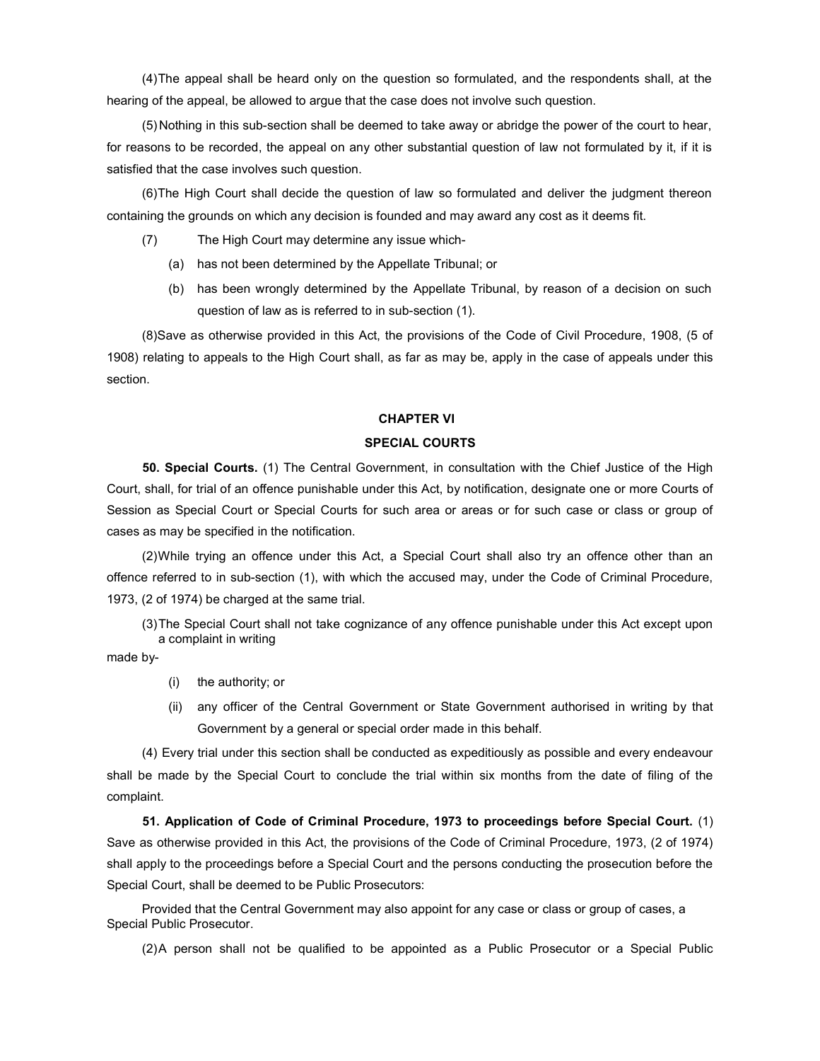(4)The appeal shall be heard only on the question so formulated, and the respondents shall, at the hearing of the appeal, be allowed to argue that the case does not involve such question.

(5) Nothing in this sub-section shall be deemed to take away or abridge the power of the court to hear, for reasons to be recorded, the appeal on any other substantial question of law not formulated by it, if it is satisfied that the case involves such question.

(6)The High Court shall decide the question of law so formulated and deliver the judgment thereon containing the grounds on which any decision is founded and may award any cost as it deems fit.

(7) The High Court may determine any issue which-

(a) has not been determined by the Appellate Tribunal; or

(b) has been wrongly determined by the Appellate Tribunal, by reason of a decision on such question of law as is referred to in sub-section (1).

(8)Save as otherwise provided in this Act, the provisions of the Code of Civil Procedure, 1908, (5 of 1908) relating to appeals to the High Court shall, as far as may be, apply in the case of appeals under this section.

## CHAPTER VI

## SPECIAL COURTS

**50. Special Courts.** (1) The Central Government, in consultation with the Chief Justice of the High Court, shall, for trial of an offence punishable under this Act, by notification, designate one or more Courts of Session as Special Court or Special Courts for such area or areas or for such case or class or group of cases as may be specified in the notification.

(2)While trying an offence under this Act, a Special Court shall also try an offence other than an offence referred to in sub-section (1), with which the accused may, under the Code of Criminal Procedure, 1973, (2 of 1974) be charged at the same trial.

(3)The Special Court shall not take cognizance of any offence punishable under this Act except upon a complaint in writing made by-

(i) the authority; or

(ii) any officer of the Central Government or State Government authorised in writing by that Government by a general or special order made in this behalf.

(4) Every trial under this section shall be conducted as expeditiously as possible and every endeavour shall be made by the Special Court to conclude the trial within six months from the date of filing of the complaint.

**51. Application of Code of Criminal Procedure, 1973 to proceedings before Special Court.** (1) Save as otherwise provided in this Act, the provisions of the Code of Criminal Procedure, 1973, (2 of 1974) shall apply to the proceedings before a Special Court and the persons conducting the prosecution before the Special Court, shall be deemed to be Public Prosecutors:

Provided that the Central Government may also appoint for any case or class or group of cases, a Special Public Prosecutor.

(2)A person shall not be qualified to be appointed as a Public Prosecutor or a Special Public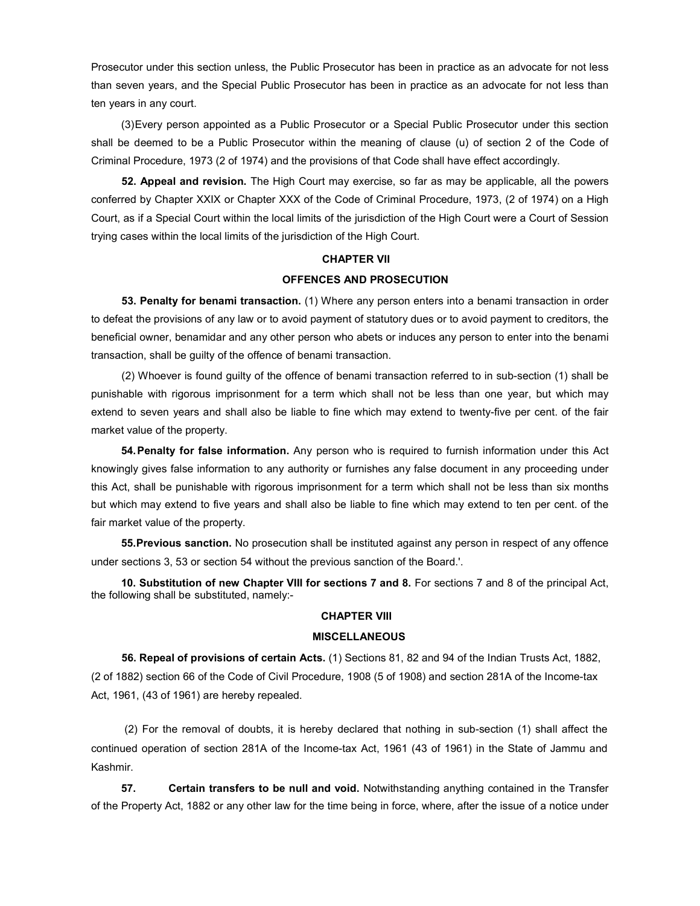Prosecutor under this section unless, the Public Prosecutor has been in practice as an advocate for not less than seven years, and the Special Public Prosecutor has been in practice as an advocate for not less than ten years in any court.

(3)Every person appointed as a Public Prosecutor or a Special Public Prosecutor under this section shall be deemed to be a Public Prosecutor within the meaning of clause (u) of section 2 of the Code of Criminal Procedure, 1973 (2 of 1974) and the provisions of that Code shall have effect accordingly.

**52. Appeal and revision.** The High Court may exercise, so far as may be applicable, all the powers conferred by Chapter XXIX or Chapter XXX of the Code of Criminal Procedure, 1973, (2 of 1974) on a High Court, as if a Special Court within the local limits of the jurisdiction of the High Court were a Court of Session trying cases within the local limits of the jurisdiction of the High Court.

**CHAPTER VII**

**OFFENCES AND PROSECUTION**

**53. Penalty for benami transaction.** (1) Where any person enters into a benami transaction in order to defeat the provisions of any law or to avoid payment of statutory dues or to avoid payment to creditors, the beneficial owner, benamidar and any other person who abets or induces any person to enter into the benami transaction, shall be guilty of the offence of benami transaction.

(2) Whoever is found guilty of the offence of benami transaction referred to in sub-section (1) shall be punishable with rigorous imprisonment for a term which shall not be less than one year, but which may extend to seven years and shall also be liable to fine which may extend to twenty-five per cent. of the fair market value of the property.

**54. Penalty for false information.** Any person who is required to furnish information under this Act knowingly gives false information to any authority or furnishes any false document in any proceeding under this Act, shall be punishable with rigorous imprisonment for a term which shall not be less than six months but which may extend to five years and shall also be liable to fine which may extend to ten per cent. of the fair market value of the property.

**55. Previous sanction.** No prosecution shall be instituted against any person in respect of any offence under sections 3, 53 or section 54 without the previous sanction of the Board.'.

**10. Substitution of new Chapter VIII for sections 7 and 8.** For sections 7 and 8 of the principal Act, the following shall be substituted, namely:-

**CHAPTER VIII**

**MISCELLANEOUS**

**56. Repeal of provisions of certain Acts.** (1) Sections 81, 82 and 94 of the Indian Trusts Act, 1882, (2 of 1882) section 66 of the Code of Civil Procedure, 1908 (5 of 1908) and section 281A of the Income-tax Act, 1961, (43 of 1961) are hereby repealed.

(2) For the removal of doubts, it is hereby declared that nothing in sub-section (1) shall affect the continued operation of section 281A of the Income-tax Act, 1961 (43 of 1961) in the State of Jammu and Kashmir.

**57. Certain transfers to be null and void.** Notwithstanding anything contained in the Transfer of the Property Act, 1882 or any other law for the time being in force, where, after the issue of a notice under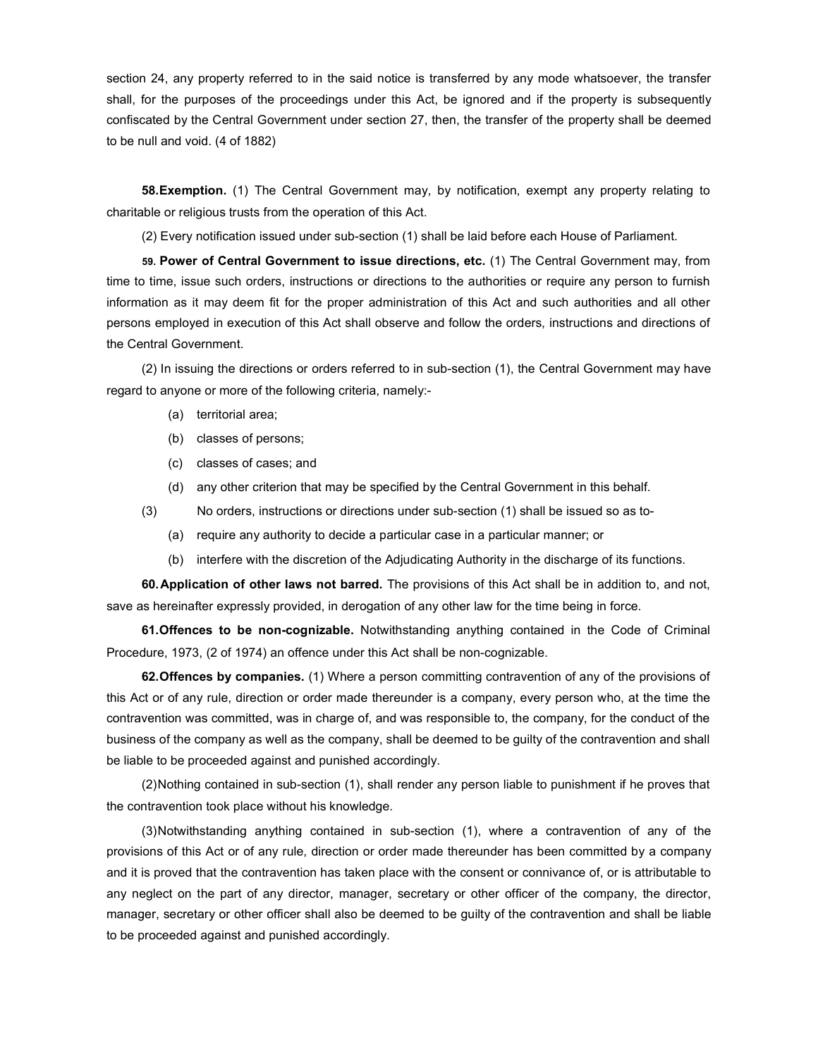section 24, any property referred to in the said notice is transferred by any mode whatsoever, the transfer shall, for the purposes of the proceedings under this Act, be ignored and if the property is subsequently confiscated by the Central Government under section 27, then, the transfer of the property shall be deemed to be null and void. (4 of 1882)

**58.Exemption.** (1) The Central Government may, by notification, exempt any property relating to charitable or religious trusts from the operation of this Act.

(2) Every notification issued under sub-section (1) shall be laid before each House of Parliament.

**59. Power of Central Government to issue directions, etc.** (1) The Central Government may, from time to time, issue such orders, instructions or directions to the authorities or require any person to furnish information as it may deem fit for the proper administration of this Act and such authorities and all other persons employed in execution of this Act shall observe and follow the orders, instructions and directions of the Central Government.

(2) In issuing the directions or orders referred to in sub-section (1), the Central Government may have regard to anyone or more of the following criteria, namely:-

(a) territorial area;

(b) classes of persons;

(c) classes of cases; and

(d) any other criterion that may be specified by the Central Government in this behalf.

(3) No orders, instructions or directions under sub-section (1) shall be issued so as to-

(a) require any authority to decide a particular case in a particular manner; or

(b) interfere with the discretion of the Adjudicating Authority in the discharge of its functions.

**60.Application of other laws not barred.** The provisions of this Act shall be in addition to, and not, save as hereinafter expressly provided, in derogation of any other law for the time being in force.

**61.Offences to be non-cognizable.** Notwithstanding anything contained in the Code of Criminal Procedure, 1973, (2 of 1974) an offence under this Act shall be non-cognizable.

**62.Offences by companies.** (1) Where a person committing contravention of any of the provisions of this Act or of any rule, direction or order made thereunder is a company, every person who, at the time the contravention was committed, was in charge of, and was responsible to, the company, for the conduct of the business of the company as well as the company, shall be deemed to be guilty of the contravention and shall be liable to be proceeded against and punished accordingly.

(2)Nothing contained in sub-section (1), shall render any person liable to punishment if he proves that the contravention took place without his knowledge.

(3)Notwithstanding anything contained in sub-section (1), where a contravention of any of the provisions of this Act or of any rule, direction or order made thereunder has been committed by a company and it is proved that the contravention has taken place with the consent or connivance of, or is attributable to any neglect on the part of any director, manager, secretary or other officer of the company, the director, manager, secretary or other officer shall also be deemed to be guilty of the contravention and shall be liable to be proceeded against and punished accordingly.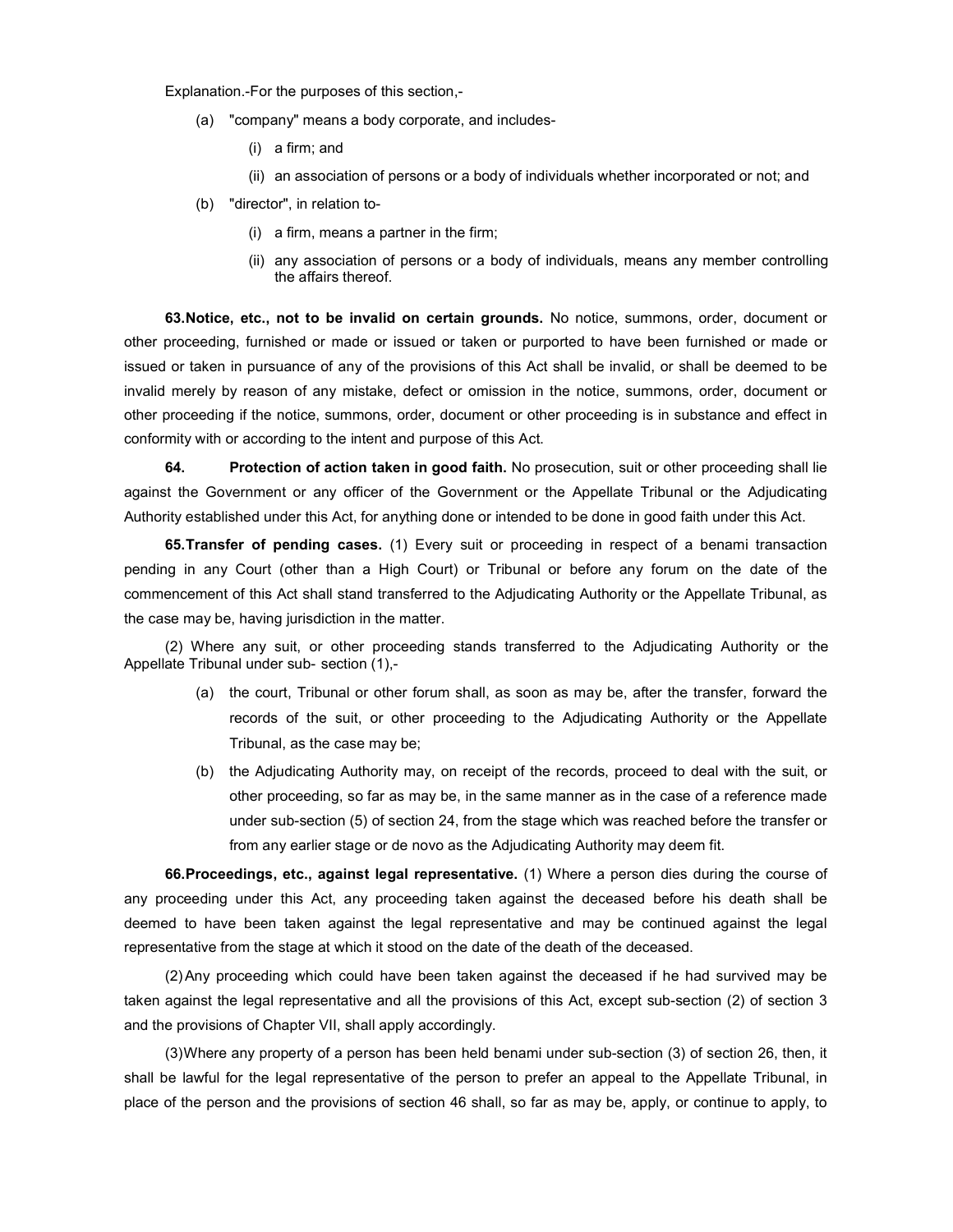Explanation.-For the purposes of this section,-

- (a) "company" means a body corporate, and includes-
  - (i) a firm; and
  - (ii) an association of persons or a body of individuals whether incorporated or not; and
- (b) "director", in relation to-
  - (i) a firm, means a partner in the firm;
  - (ii) any association of persons or a body of individuals, means any member controlling the affairs thereof.

**63. Notice, etc., not to be invalid on certain grounds.** No notice, summons, order, document or other proceeding, furnished or made or issued or taken or purported to have been furnished or made or issued or taken in pursuance of any of the provisions of this Act shall be invalid, or shall be deemed to be invalid merely by reason of any mistake, defect or omission in the notice, summons, order, document or other proceeding if the notice, summons, order, document or other proceeding is in substance and effect in conformity with or according to the intent and purpose of this Act.

**64. Protection of action taken in good faith.** No prosecution, suit or other proceeding shall lie against the Government or any officer of the Government or the Appellate Tribunal or the Adjudicating Authority established under this Act, for anything done or intended to be done in good faith under this Act.

**65. Transfer of pending cases.** (1) Every suit or proceeding in respect of a benami transaction pending in any Court (other than a High Court) or Tribunal or before any forum on the date of the commencement of this Act shall stand transferred to the Adjudicating Authority or the Appellate Tribunal, as the case may be, having jurisdiction in the matter.

(2) Where any suit, or other proceeding stands transferred to the Adjudicating Authority or the Appellate Tribunal under sub- section (1),-

- (a) the court, Tribunal or other forum shall, as soon as may be, after the transfer, forward the records of the suit, or other proceeding to the Adjudicating Authority or the Appellate Tribunal, as the case may be;
- (b) the Adjudicating Authority may, on receipt of the records, proceed to deal with the suit, or other proceeding, so far as may be, in the same manner as in the case of a reference made under sub-section (5) of section 24, from the stage which was reached before the transfer or from any earlier stage or de novo as the Adjudicating Authority may deem fit.

**66. Proceedings, etc., against legal representative.** (1) Where a person dies during the course of any proceeding under this Act, any proceeding taken against the deceased before his death shall be deemed to have been taken against the legal representative and may be continued against the legal representative from the stage at which it stood on the date of the death of the deceased.

(2) Any proceeding which could have been taken against the deceased if he had survived may be taken against the legal representative and all the provisions of this Act, except sub-section (2) of section 3 and the provisions of Chapter VII, shall apply accordingly.

(3) Where any property of a person has been held benami under sub-section (3) of section 26, then, it shall be lawful for the legal representative of the person to prefer an appeal to the Appellate Tribunal, in place of the person and the provisions of section 46 shall, so far as may be, apply, or continue to apply, to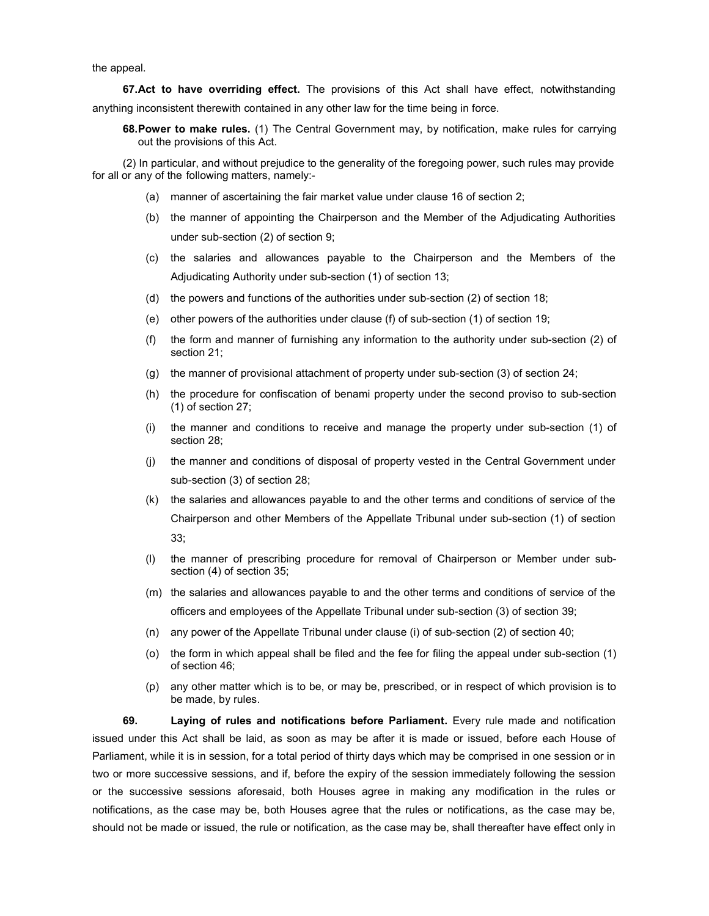the appeal.

**67. Act to have overriding effect.** The provisions of this Act shall have effect, notwithstanding anything inconsistent therewith contained in any other law for the time being in force.

**68. Power to make rules.** (1) The Central Government may, by notification, make rules for carrying out the provisions of this Act.

(2) In particular, and without prejudice to the generality of the foregoing power, such rules may provide for all or any of the following matters, namely:-

(a) manner of ascertaining the fair market value under clause 16 of section 2;

(b) the manner of appointing the Chairperson and the Member of the Adjudicating Authorities under sub-section (2) of section 9;

(c) the salaries and allowances payable to the Chairperson and the Members of the Adjudicating Authority under sub-section (1) of section 13;

(d) the powers and functions of the authorities under sub-section (2) of section 18;

(e) other powers of the authorities under clause (f) of sub-section (1) of section 19;

(f) the form and manner of furnishing any information to the authority under sub-section (2) of section 21;

(g) the manner of provisional attachment of property under sub-section (3) of section 24;

(h) the procedure for confiscation of benami property under the second proviso to sub-section (1) of section 27;

(i) the manner and conditions to receive and manage the property under sub-section (1) of section 28;

(j) the manner and conditions of disposal of property vested in the Central Government under sub-section (3) of section 28;

(k) the salaries and allowances payable to and the other terms and conditions of service of the Chairperson and other Members of the Appellate Tribunal under sub-section (1) of section 33;

(l) the manner of prescribing procedure for removal of Chairperson or Member under sub-section (4) of section 35;

(m) the salaries and allowances payable to and the other terms and conditions of service of the officers and employees of the Appellate Tribunal under sub-section (3) of section 39;

(n) any power of the Appellate Tribunal under clause (i) of sub-section (2) of section 40;

(o) the form in which appeal shall be filed and the fee for filing the appeal under sub-section (1) of section 46;

(p) any other matter which is to be, or may be, prescribed, or in respect of which provision is to be made, by rules.

**69. Laying of rules and notifications before Parliament.** Every rule made and notification issued under this Act shall be laid, as soon as may be after it is made or issued, before each House of Parliament, while it is in session, for a total period of thirty days which may be comprised in one session or in two or more successive sessions, and if, before the expiry of the session immediately following the session or the successive sessions aforesaid, both Houses agree in making any modification in the rules or notifications, as the case may be, both Houses agree that the rules or notifications, as the case may be, should not be made or issued, the rule or notification, as the case may be, shall thereafter have effect only in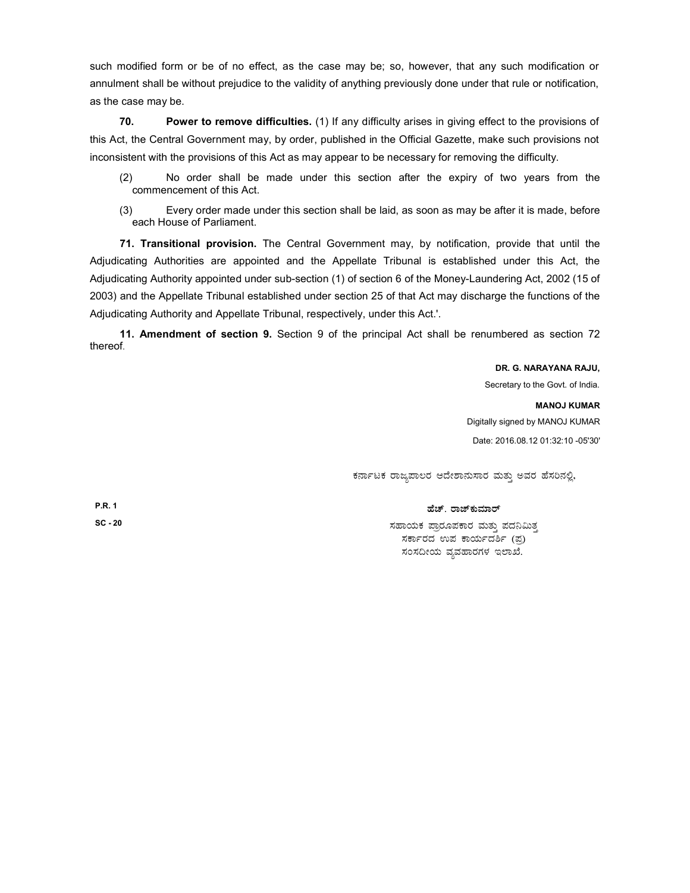such modified form or be of no effect, as the case may be; so, however, that any such modification or annulment shall be without prejudice to the validity of anything previously done under that rule or notification, as the case may be.

**70. Power to remove difficulties.** (1) If any difficulty arises in giving effect to the provisions of this Act, the Central Government may, by order, published in the Official Gazette, make such provisions not inconsistent with the provisions of this Act as may appear to be necessary for removing the difficulty.

(2) No order shall be made under this section after the expiry of two years from the commencement of this Act.

(3) Every order made under this section shall be laid, as soon as may be after it is made, before each House of Parliament.

**71. Transitional provision.** The Central Government may, by notification, provide that until the Adjudicating Authorities are appointed and the Appellate Tribunal is established under this Act, the Adjudicating Authority appointed under sub-section (1) of section 6 of the Money-Laundering Act, 2002 (15 of 2003) and the Appellate Tribunal established under section 25 of that Act may discharge the functions of the Adjudicating Authority and Appellate Tribunal, respectively, under this Act.'.

**11. Amendment of section 9.** Section 9 of the principal Act shall be renumbered as section 72 thereof.

**DR. G. NARAYANA RAJU,**

Secretary to the Govt. of India.

**MANOJ KUMAR**

Digitally signed by MANOJ KUMAR

Date: 2016.08.12 01:32:10 -05'30'

ಕರ್ನಾಟಕ ರಾಜ್ಯಪಾಲರ ಆದೇಶಾನುಸಾರ ಮತ್ತು ಅವರ ಹೆಸರಿನಲ್ಲಿ,

**ಹೆಚ್. ರಾಜ್‌ಕುಮಾರ್**

ಸಹಾಯಕ ಪ್ರಾರೂಪಕಾರ ಮತ್ತು ಪದನಿಮಿತ್ತ
ಸರ್ಕಾರದ ಉಪ ಕಾರ್ಯದರ್ಶಿ (ಪ್ರ)
ಸಂಸದೀಯ ವ್ಯವಹಾರಗಳ ಇಲಾಖೆ.

**P.R. 1**

**SC - 20**